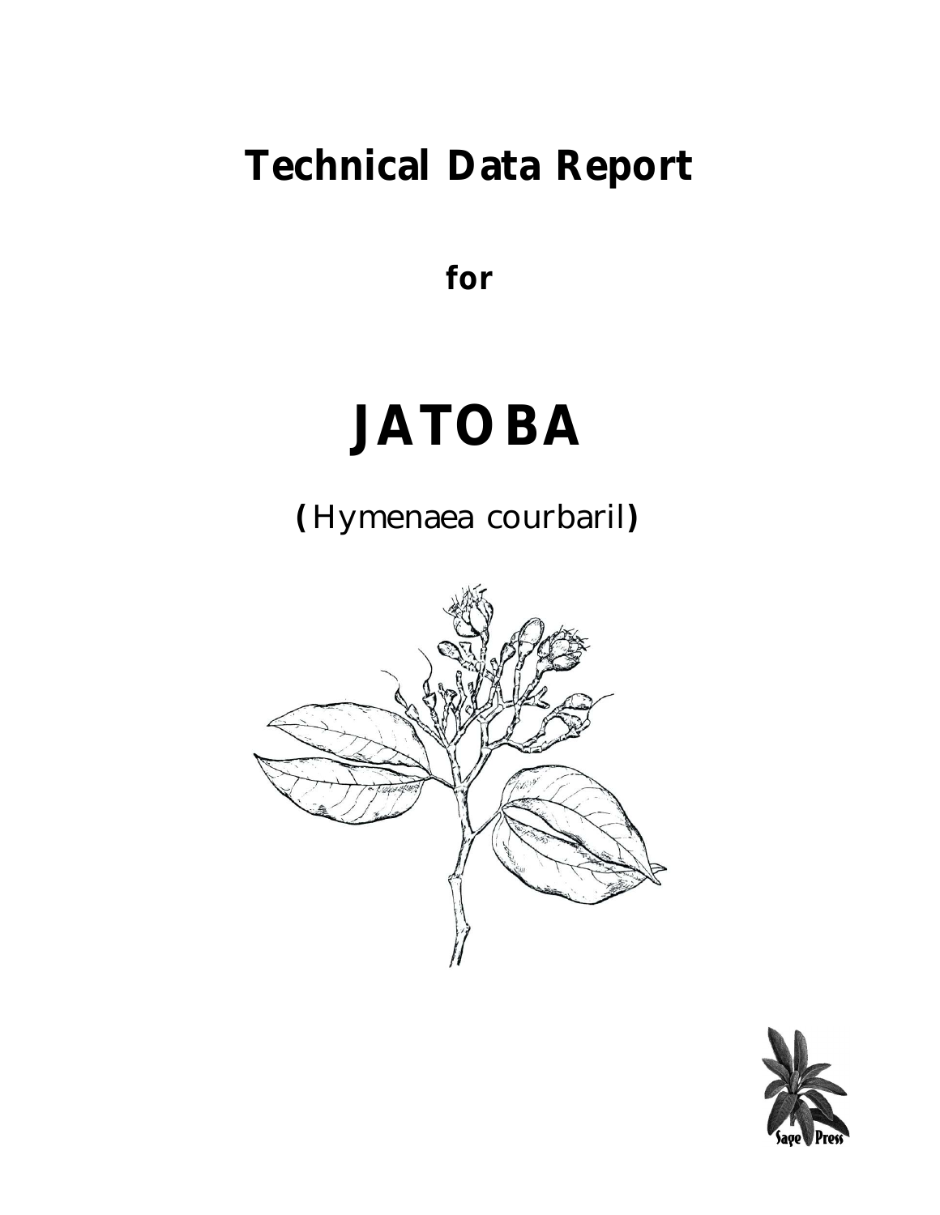# Technical Data Report

**for**

# JATOBA

**(**Hymenaea courbaril**)**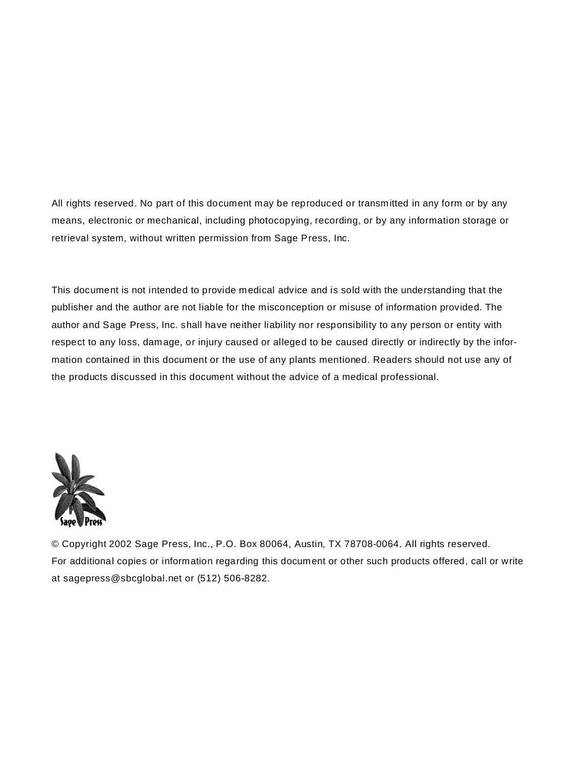All rights reserved. No part of this document may be reproduced or transmitted in any form or by any means, electronic or mechanical, including photocopying, recording, or by any information storage or retrieval system, without written permission from Sage Press, Inc.

This document is not intended to provide medical advice and is sold with the understanding that the publisher and the author are not liable for the misconception or misuse of information provided. The author and Sage Press, Inc. shall have neither liability nor responsibility to any person or entity with respect to any loss, damage, or injury caused or alleged to be caused directly or indirectly by the information contained in this document or the use of any plants mentioned. Readers should not use any of the products discussed in this document without the advice of a medical professional.

Sage Press

© Copyright 2002 Sage Press, Inc., P.O. Box 80064, Austin, TX 78708-0064. All rights reserved.
For additional copies or information regarding this document or other such products offered, call or write at sagepress@sbcglobal.net or (512) 506-8282.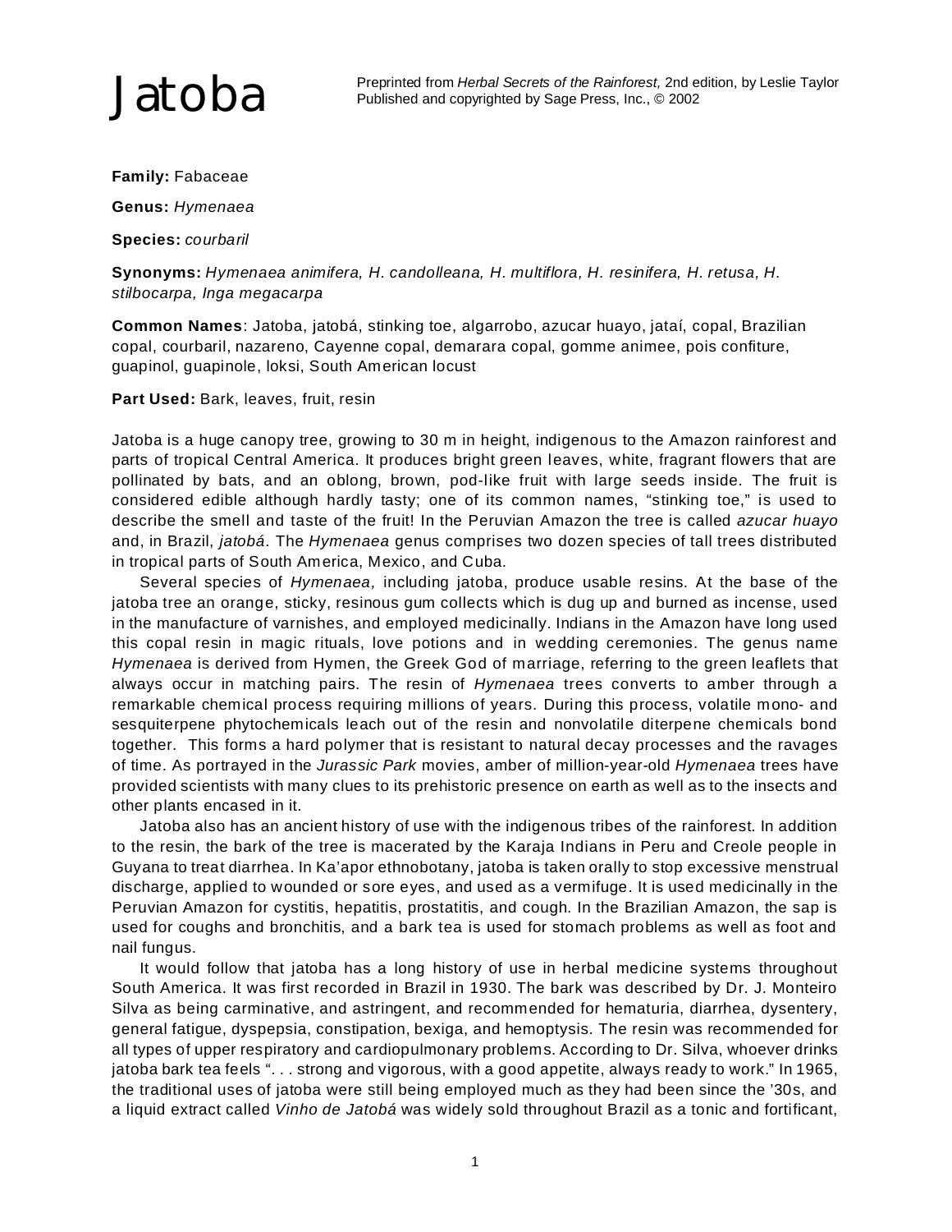# Jatoba

Preprinted from *Herbal Secrets of the Rainforest,* 2nd edition, by Leslie Taylor
Published and copyrighted by Sage Press, Inc., © 2002

**Family:** Fabaceae

**Genus:** *Hymenaea*

**Species:** *courbaril*

**Synonyms:** *Hymenaea animifera, H. candolleana, H. multiflora, H. resinifera, H. retusa, H. stilbocarpa, Inga megacarpa*

**Common Names**: Jatoba, jatobá, stinking toe, algarrobo, azucar huayo, jataí, copal, Brazilian copal, courbaril, nazareno, Cayenne copal, demarara copal, gomme animee, pois confiture, guapinol, guapinole, loksi, South American locust

**Part Used:** Bark, leaves, fruit, resin

Jatoba is a huge canopy tree, growing to 30 m in height, indigenous to the Amazon rainforest and parts of tropical Central America. It produces bright green leaves, white, fragrant flowers that are pollinated by bats, and an oblong, brown, pod-like fruit with large seeds inside. The fruit is considered edible although hardly tasty; one of its common names, "stinking toe," is used to describe the smell and taste of the fruit! In the Peruvian Amazon the tree is called *azucar huayo* and, in Brazil, *jatobá*. The *Hymenaea* genus comprises two dozen species of tall trees distributed in tropical parts of South America, Mexico, and Cuba.

Several species of *Hymenaea,* including jatoba, produce usable resins. At the base of the jatoba tree an orange, sticky, resinous gum collects which is dug up and burned as incense, used in the manufacture of varnishes, and employed medicinally. Indians in the Amazon have long used this copal resin in magic rituals, love potions and in wedding ceremonies. The genus name *Hymenaea* is derived from Hymen, the Greek God of marriage, referring to the green leaflets that always occur in matching pairs. The resin of *Hymenaea* trees converts to amber through a remarkable chemical process requiring millions of years. During this process, volatile mono- and sesquiterpene phytochemicals leach out of the resin and nonvolatile diterpene chemicals bond together. This forms a hard polymer that is resistant to natural decay processes and the ravages of time. As portrayed in the *Jurassic Park* movies, amber of million-year-old *Hymenaea* trees have provided scientists with many clues to its prehistoric presence on earth as well as to the insects and other plants encased in it.

Jatoba also has an ancient history of use with the indigenous tribes of the rainforest. In addition to the resin, the bark of the tree is macerated by the Karaja Indians in Peru and Creole people in Guyana to treat diarrhea. In Ka'apor ethnobotany, jatoba is taken orally to stop excessive menstrual discharge, applied to wounded or sore eyes, and used as a vermifuge. It is used medicinally in the Peruvian Amazon for cystitis, hepatitis, prostatitis, and cough. In the Brazilian Amazon, the sap is used for coughs and bronchitis, and a bark tea is used for stomach problems as well as foot and nail fungus.

It would follow that jatoba has a long history of use in herbal medicine systems throughout South America. It was first recorded in Brazil in 1930. The bark was described by Dr. J. Monteiro Silva as being carminative, and astringent, and recommended for hematuria, diarrhea, dysentery, general fatigue, dyspepsia, constipation, bexiga, and hemoptysis. The resin was recommended for all types of upper respiratory and cardiopulmonary problems. According to Dr. Silva, whoever drinks jatoba bark tea feels ". . . strong and vigorous, with a good appetite, always ready to work." In 1965, the traditional uses of jatoba were still being employed much as they had been since the '30s, and a liquid extract called *Vinho de Jatobá* was widely sold throughout Brazil as a tonic and fortificant,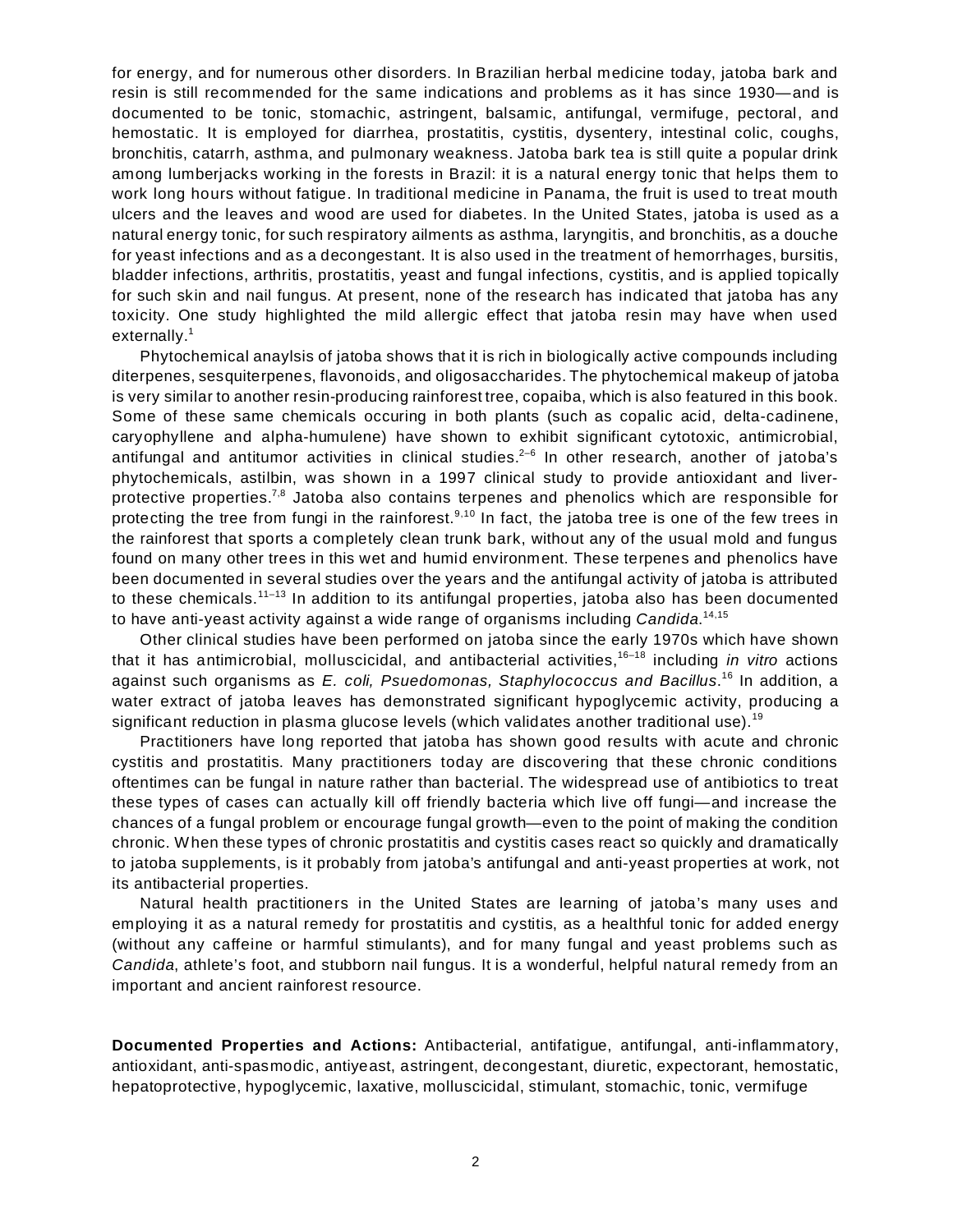for energy, and for numerous other disorders. In Brazilian herbal medicine today, jatoba bark and resin is still recommended for the same indications and problems as it has since 1930—and is documented to be tonic, stomachic, astringent, balsamic, antifungal, vermifuge, pectoral, and hemostatic. It is employed for diarrhea, prostatitis, cystitis, dysentery, intestinal colic, coughs, bronchitis, catarrh, asthma, and pulmonary weakness. Jatoba bark tea is still quite a popular drink among lumberjacks working in the forests in Brazil: it is a natural energy tonic that helps them to work long hours without fatigue. In traditional medicine in Panama, the fruit is used to treat mouth ulcers and the leaves and wood are used for diabetes. In the United States, jatoba is used as a natural energy tonic, for such respiratory ailments as asthma, laryngitis, and bronchitis, as a douche for yeast infections and as a decongestant. It is also used in the treatment of hemorrhages, bursitis, bladder infections, arthritis, prostatitis, yeast and fungal infections, cystitis, and is applied topically for such skin and nail fungus. At present, none of the research has indicated that jatoba has any toxicity. One study highlighted the mild allergic effect that jatoba resin may have when used externally.[1]

Phytochemical anaylsis of jatoba shows that it is rich in biologically active compounds including diterpenes, sesquiterpenes, flavonoids, and oligosaccharides. The phytochemical makeup of jatoba is very similar to another resin-producing rainforest tree, copaiba, which is also featured in this book. Some of these same chemicals occuring in both plants (such as copalic acid, delta-cadinene, caryophyllene and alpha-humulene) have shown to exhibit significant cytotoxic, antimicrobial, antifungal and antitumor activities in clinical studies.[2–6] In other research, another of jatoba's phytochemicals, astilbin, was shown in a 1997 clinical study to provide antioxidant and liver-protective properties.[7,8] Jatoba also contains terpenes and phenolics which are responsible for protecting the tree from fungi in the rainforest.[9,10] In fact, the jatoba tree is one of the few trees in the rainforest that sports a completely clean trunk bark, without any of the usual mold and fungus found on many other trees in this wet and humid environment. These terpenes and phenolics have been documented in several studies over the years and the antifungal activity of jatoba is attributed to these chemicals.[11–13] In addition to its antifungal properties, jatoba also has been documented to have anti-yeast activity against a wide range of organisms including *Candida*.[14,15]

Other clinical studies have been performed on jatoba since the early 1970s which have shown that it has antimicrobial, molluscicidal, and antibacterial activities,[16–18] including *in vitro* actions against such organisms as *E. coli, Psuedomonas, Staphylococcus and Bacillus*.[16] In addition, a water extract of jatoba leaves has demonstrated significant hypoglycemic activity, producing a significant reduction in plasma glucose levels (which validates another traditional use).[19]

Practitioners have long reported that jatoba has shown good results with acute and chronic cystitis and prostatitis. Many practitioners today are discovering that these chronic conditions oftentimes can be fungal in nature rather than bacterial. The widespread use of antibiotics to treat these types of cases can actually kill off friendly bacteria which live off fungi—and increase the chances of a fungal problem or encourage fungal growth—even to the point of making the condition chronic. When these types of chronic prostatitis and cystitis cases react so quickly and dramatically to jatoba supplements, is it probably from jatoba's antifungal and anti-yeast properties at work, not its antibacterial properties.

Natural health practitioners in the United States are learning of jatoba's many uses and employing it as a natural remedy for prostatitis and cystitis, as a healthful tonic for added energy (without any caffeine or harmful stimulants), and for many fungal and yeast problems such as *Candida*, athlete's foot, and stubborn nail fungus. It is a wonderful, helpful natural remedy from an important and ancient rainforest resource.

**Documented Properties and Actions:** Antibacterial, antifatigue, antifungal, anti-inflammatory, antioxidant, anti-spasmodic, antiyeast, astringent, decongestant, diuretic, expectorant, hemostatic, hepatoprotective, hypoglycemic, laxative, molluscicidal, stimulant, stomachic, tonic, vermifuge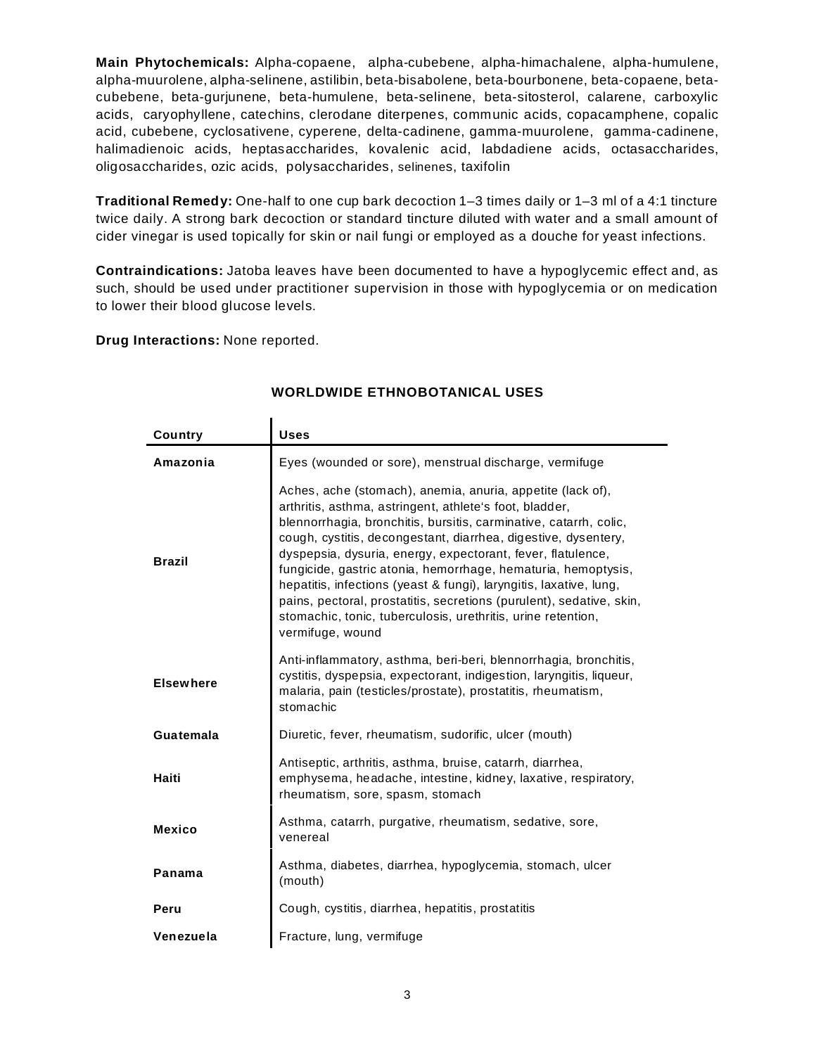**Main Phytochemicals:** Alpha-copaene, alpha-cubebene, alpha-himachalene, alpha-humulene, alpha-muurolene, alpha-selinene, astilibin, beta-bisabolene, beta-bourbonene, beta-copaene, beta-cubebene, beta-gurjunene, beta-humulene, beta-selinene, beta-sitosterol, calarene, carboxylic acids, caryophyllene, catechins, clerodane diterpenes, communic acids, copacamphene, copalic acid, cubebene, cyclosativene, cyperene, delta-cadinene, gamma-muurolene, gamma-cadinene, halimadienoic acids, heptasaccharides, kovalenic acid, labdadiene acids, octasaccharides, oligosaccharides, ozic acids, polysaccharides, selinenes, taxifolin

**Traditional Remedy:** One-half to one cup bark decoction 1–3 times daily or 1–3 ml of a 4:1 tincture twice daily. A strong bark decoction or standard tincture diluted with water and a small amount of cider vinegar is used topically for skin or nail fungi or employed as a douche for yeast infections.

**Contraindications:** Jatoba leaves have been documented to have a hypoglycemic effect and, as such, should be used under practitioner supervision in those with hypoglycemia or on medication to lower their blood glucose levels.

**Drug Interactions:** None reported.

## WORLDWIDE ETHNOBOTANICAL USES

| Country | Uses |
|---|---|
| **Amazonia** | Eyes (wounded or sore), menstrual discharge, vermifuge |
| **Brazil** | Aches, ache (stomach), anemia, anuria, appetite (lack of), arthritis, asthma, astringent, athlete's foot, bladder, blennorrhagia, bronchitis, bursitis, carminative, catarrh, colic, cough, cystitis, decongestant, diarrhea, digestive, dysentery, dyspepsia, dysuria, energy, expectorant, fever, flatulence, fungicide, gastric atonia, hemorrhage, hematuria, hemoptysis, hepatitis, infections (yeast & fungi), laryngitis, laxative, lung, pains, pectoral, prostatitis, secretions (purulent), sedative, skin, stomachic, tonic, tuberculosis, urethritis, urine retention, vermifuge, wound |
| **Elsewhere** | Anti-inflammatory, asthma, beri-beri, blennorrhagia, bronchitis, cystitis, dyspepsia, expectorant, indigestion, laryngitis, liqueur, malaria, pain (testicles/prostate), prostatitis, rheumatism, stomachic |
| **Guatemala** | Diuretic, fever, rheumatism, sudorific, ulcer (mouth) |
| **Haiti** | Antiseptic, arthritis, asthma, bruise, catarrh, diarrhea, emphysema, headache, intestine, kidney, laxative, respiratory, rheumatism, sore, spasm, stomach |
| **Mexico** | Asthma, catarrh, purgative, rheumatism, sedative, sore, venereal |
| **Panama** | Asthma, diabetes, diarrhea, hypoglycemia, stomach, ulcer (mouth) |
| **Peru** | Cough, cystitis, diarrhea, hepatitis, prostatitis |
| **Venezuela** | Fracture, lung, vermifuge |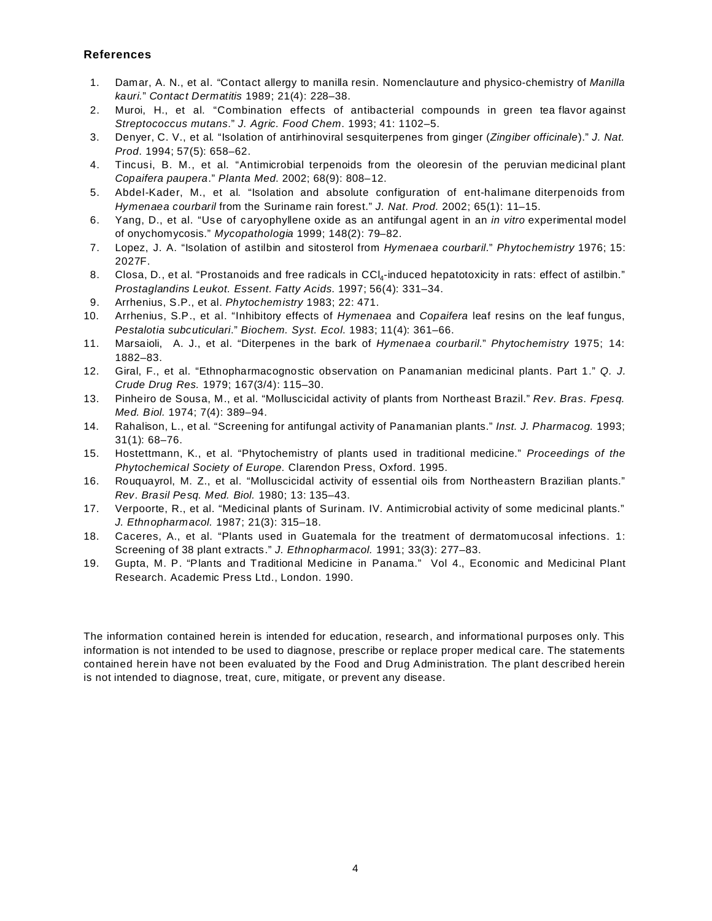## References

1. Damar, A. N., et al. "Contact allergy to manilla resin. Nomenclauture and physico-chemistry of *Manilla kauri*." *Contact Dermatitis* 1989; 21(4): 228–38.
2. Muroi, H., et al. "Combination effects of antibacterial compounds in green tea flavor against *Streptococcus mutans*." *J. Agric. Food Chem*. 1993; 41: 1102–5.
3. Denyer, C. V., et al. "Isolation of antirhinoviral sesquiterpenes from ginger (*Zingiber officinale*)." *J. Nat. Prod*. 1994; 57(5): 658–62.
4. Tincusi, B. M., et al. "Antimicrobial terpenoids from the oleoresin of the peruvian medicinal plant *Copaifera paupera*." *Planta Med.* 2002; 68(9): 808–12.
5. Abdel-Kader, M., et al. "Isolation and absolute configuration of ent-halimane diterpenoids from *Hymenaea courbaril* from the Suriname rain forest." *J. Nat. Prod.* 2002; 65(1): 11–15.
6. Yang, D., et al. "Use of caryophyllene oxide as an antifungal agent in an *in vitro* experimental model of onychomycosis." *Mycopathologia* 1999; 148(2): 79–82.
7. Lopez, J. A. "Isolation of astilbin and sitosterol from *Hymenaea courbaril*." *Phytochemistry* 1976; 15: 2027F.
8. Closa, D., et al. "Prostanoids and free radicals in $CCl_4$-induced hepatotoxicity in rats: effect of astilbin." *Prostaglandins Leukot. Essent. Fatty Acids*. 1997; 56(4): 331–34.
9. Arrhenius, S.P., et al. *Phytochemistry* 1983; 22: 471.
10. Arrhenius, S.P., et al. "Inhibitory effects of *Hymenaea* and *Copaifera* leaf resins on the leaf fungus, *Pestalotia subcuticulari*." *Biochem. Syst. Ecol.* 1983; 11(4): 361–66.
11. Marsaioli, A. J., et al. "Diterpenes in the bark of *Hymenaea courbaril*." *Phytochemistry* 1975; 14: 1882–83.
12. Giral, F., et al. "Ethnopharmacognostic observation on Panamanian medicinal plants. Part 1." *Q. J. Crude Drug Res.* 1979; 167(3/4): 115–30.
13. Pinheiro de Sousa, M., et al. "Molluscicidal activity of plants from Northeast Brazil." *Rev. Bras. Fpesq. Med. Biol.* 1974; 7(4): 389–94.
14. Rahalison, L., et al. "Screening for antifungal activity of Panamanian plants." *Inst. J. Pharmacog.* 1993; 31(1): 68–76.
15. Hostettmann, K., et al. "Phytochemistry of plants used in traditional medicine." *Proceedings of the Phytochemical Society of Europe.* Clarendon Press, Oxford. 1995.
16. Rouquayrol, M. Z., et al. "Molluscicidal activity of essential oils from Northeastern Brazilian plants." *Rev. Brasil Pesq. Med. Biol.* 1980; 13: 135–43.
17. Verpoorte, R., et al. "Medicinal plants of Surinam. IV. Antimicrobial activity of some medicinal plants." *J. Ethnopharmacol.* 1987; 21(3): 315–18.
18. Caceres, A., et al. "Plants used in Guatemala for the treatment of dermatomucosal infections. 1: Screening of 38 plant extracts." *J. Ethnopharmacol.* 1991; 33(3): 277–83.
19. Gupta, M. P. "Plants and Traditional Medicine in Panama." Vol 4., Economic and Medicinal Plant Research. Academic Press Ltd., London. 1990.

The information contained herein is intended for education, research, and informational purposes only. This information is not intended to be used to diagnose, prescribe or replace proper medical care. The statements contained herein have not been evaluated by the Food and Drug Administration. The plant described herein is not intended to diagnose, treat, cure, mitigate, or prevent any disease.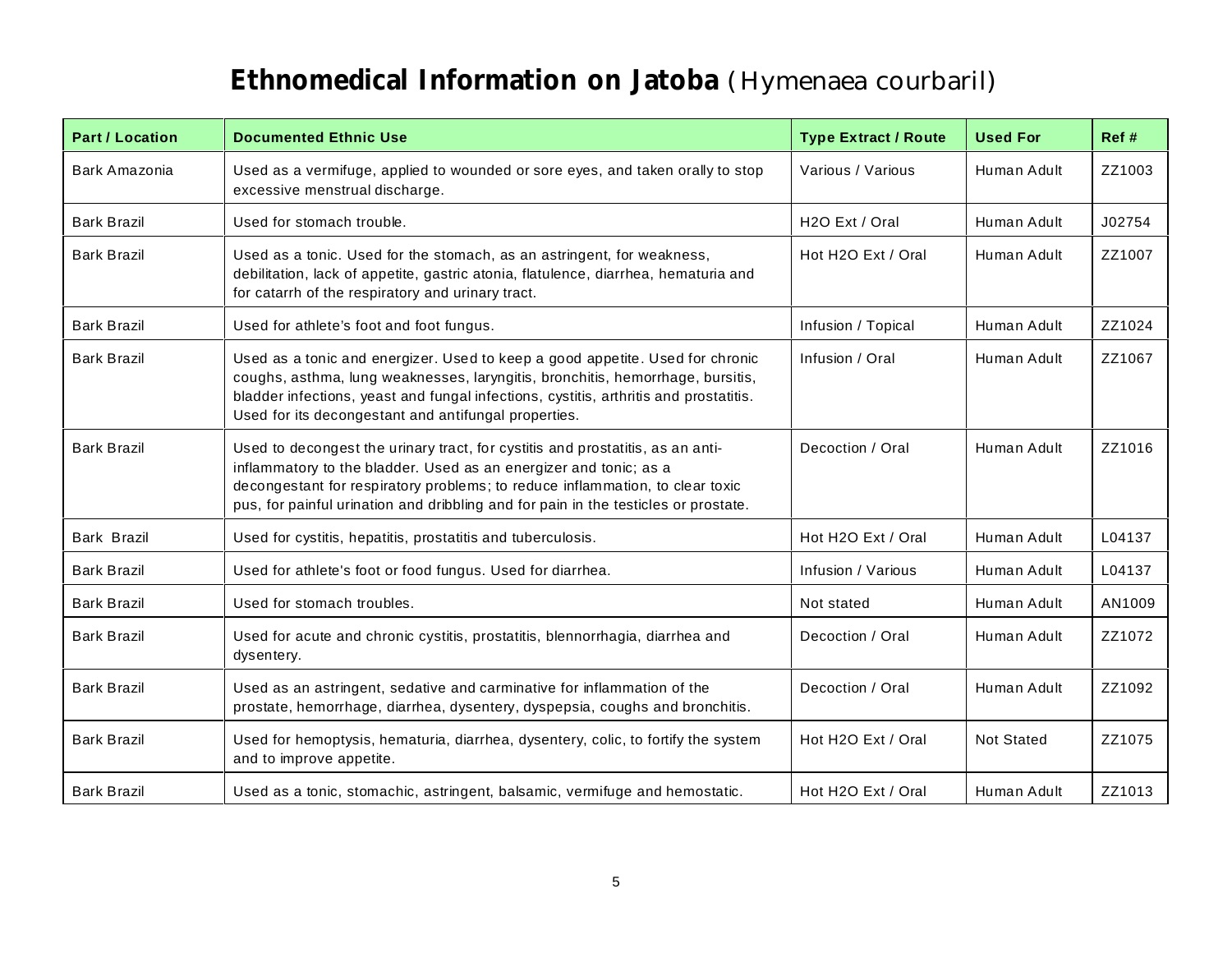# **Ethnomedical Information on Jatoba** (Hymenaea courbaril)

| Part / Location | Documented Ethnic Use | Type Extract / Route | Used For | Ref # |
|---|---|---|---|---|
| Bark Amazonia | Used as a vermifuge, applied to wounded or sore eyes, and taken orally to stop excessive menstrual discharge. | Various / Various | Human Adult | ZZ1003 |
| Bark Brazil | Used for stomach trouble. | $H_2O$ Ext / Oral | Human Adult | J02754 |
| Bark Brazil | Used as a tonic. Used for the stomach, as an astringent, for weakness, debilitation, lack of appetite, gastric atonia, flatulence, diarrhea, hematuria and for catarrh of the respiratory and urinary tract. | Hot $H_2O$ Ext / Oral | Human Adult | ZZ1007 |
| Bark Brazil | Used for athlete's foot and foot fungus. | Infusion / Topical | Human Adult | ZZ1024 |
| Bark Brazil | Used as a tonic and energizer. Used to keep a good appetite. Used for chronic coughs, asthma, lung weaknesses, laryngitis, bronchitis, hemorrhage, bursitis, bladder infections, yeast and fungal infections, cystitis, arthritis and prostatitis. Used for its decongestant and antifungal properties. | Infusion / Oral | Human Adult | ZZ1067 |
| Bark Brazil | Used to decongest the urinary tract, for cystitis and prostatitis, as an anti-inflammatory to the bladder. Used as an energizer and tonic; as a decongestant for respiratory problems; to reduce inflammation, to clear toxic pus, for painful urination and dribbling and for pain in the testicles or prostate. | Decoction / Oral | Human Adult | ZZ1016 |
| Bark Brazil | Used for cystitis, hepatitis, prostatitis and tuberculosis. | Hot $H_2O$ Ext / Oral | Human Adult | L04137 |
| Bark Brazil | Used for athlete's foot or food fungus. Used for diarrhea. | Infusion / Various | Human Adult | L04137 |
| Bark Brazil | Used for stomach troubles. | Not stated | Human Adult | AN1009 |
| Bark Brazil | Used for acute and chronic cystitis, prostatitis, blennorrhagia, diarrhea and dysentery. | Decoction / Oral | Human Adult | ZZ1072 |
| Bark Brazil | Used as an astringent, sedative and carminative for inflammation of the prostate, hemorrhage, diarrhea, dysentery, dyspepsia, coughs and bronchitis. | Decoction / Oral | Human Adult | ZZ1092 |
| Bark Brazil | Used for hemoptysis, hematuria, diarrhea, dysentery, colic, to fortify the system and to improve appetite. | Hot $H_2O$ Ext / Oral | Not Stated | ZZ1075 |
| Bark Brazil | Used as a tonic, stomachic, astringent, balsamic, vermifuge and hemostatic. | Hot $H_2O$ Ext / Oral | Human Adult | ZZ1013 |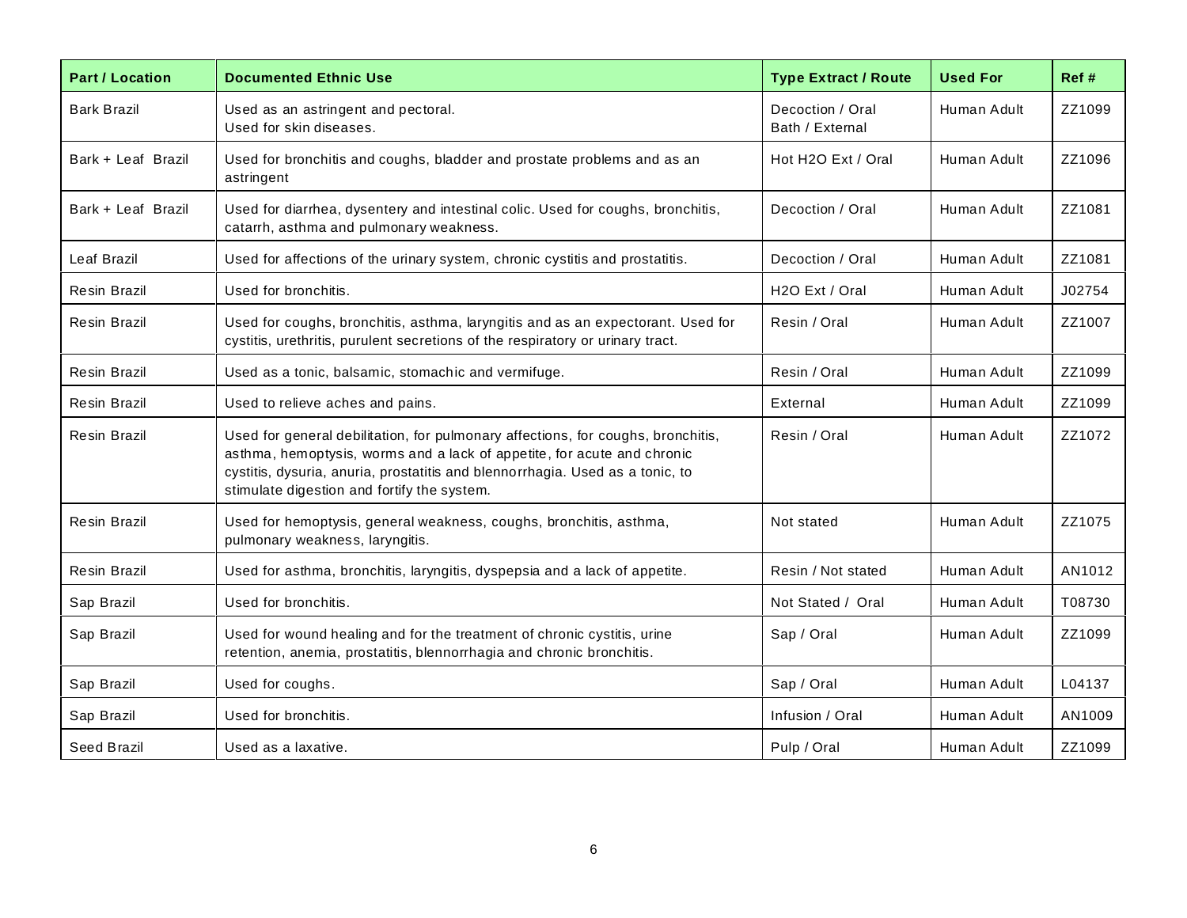| Part / Location | Documented Ethnic Use | Type Extract / Route | Used For | Ref # |
|---|---|---|---|---|
| Bark Brazil | Used as an astringent and pectoral.<br>Used for skin diseases. | Decoction / Oral<br>Bath / External | Human Adult | ZZ1099 |
| Bark + Leaf Brazil | Used for bronchitis and coughs, bladder and prostate problems and as an astringent | Hot H2O Ext / Oral | Human Adult | ZZ1096 |
| Bark + Leaf Brazil | Used for diarrhea, dysentery and intestinal colic. Used for coughs, bronchitis, catarrh, asthma and pulmonary weakness. | Decoction / Oral | Human Adult | ZZ1081 |
| Leaf Brazil | Used for affections of the urinary system, chronic cystitis and prostatitis. | Decoction / Oral | Human Adult | ZZ1081 |
| Resin Brazil | Used for bronchitis. | H2O Ext / Oral | Human Adult | J02754 |
| Resin Brazil | Used for coughs, bronchitis, asthma, laryngitis and as an expectorant. Used for cystitis, urethritis, purulent secretions of the respiratory or urinary tract. | Resin / Oral | Human Adult | ZZ1007 |
| Resin Brazil | Used as a tonic, balsamic, stomachic and vermifuge. | Resin / Oral | Human Adult | ZZ1099 |
| Resin Brazil | Used to relieve aches and pains. | External | Human Adult | ZZ1099 |
| Resin Brazil | Used for general debilitation, for pulmonary affections, for coughs, bronchitis, asthma, hemoptysis, worms and a lack of appetite, for acute and chronic cystitis, dysuria, anuria, prostatitis and blennorrhagia. Used as a tonic, to stimulate digestion and fortify the system. | Resin / Oral | Human Adult | ZZ1072 |
| Resin Brazil | Used for hemoptysis, general weakness, coughs, bronchitis, asthma, pulmonary weakness, laryngitis. | Not stated | Human Adult | ZZ1075 |
| Resin Brazil | Used for asthma, bronchitis, laryngitis, dyspepsia and a lack of appetite. | Resin / Not stated | Human Adult | AN1012 |
| Sap Brazil | Used for bronchitis. | Not Stated / Oral | Human Adult | T08730 |
| Sap Brazil | Used for wound healing and for the treatment of chronic cystitis, urine retention, anemia, prostatitis, blennorrhagia and chronic bronchitis. | Sap / Oral | Human Adult | ZZ1099 |
| Sap Brazil | Used for coughs. | Sap / Oral | Human Adult | L04137 |
| Sap Brazil | Used for bronchitis. | Infusion / Oral | Human Adult | AN1009 |
| Seed Brazil | Used as a laxative. | Pulp / Oral | Human Adult | ZZ1099 |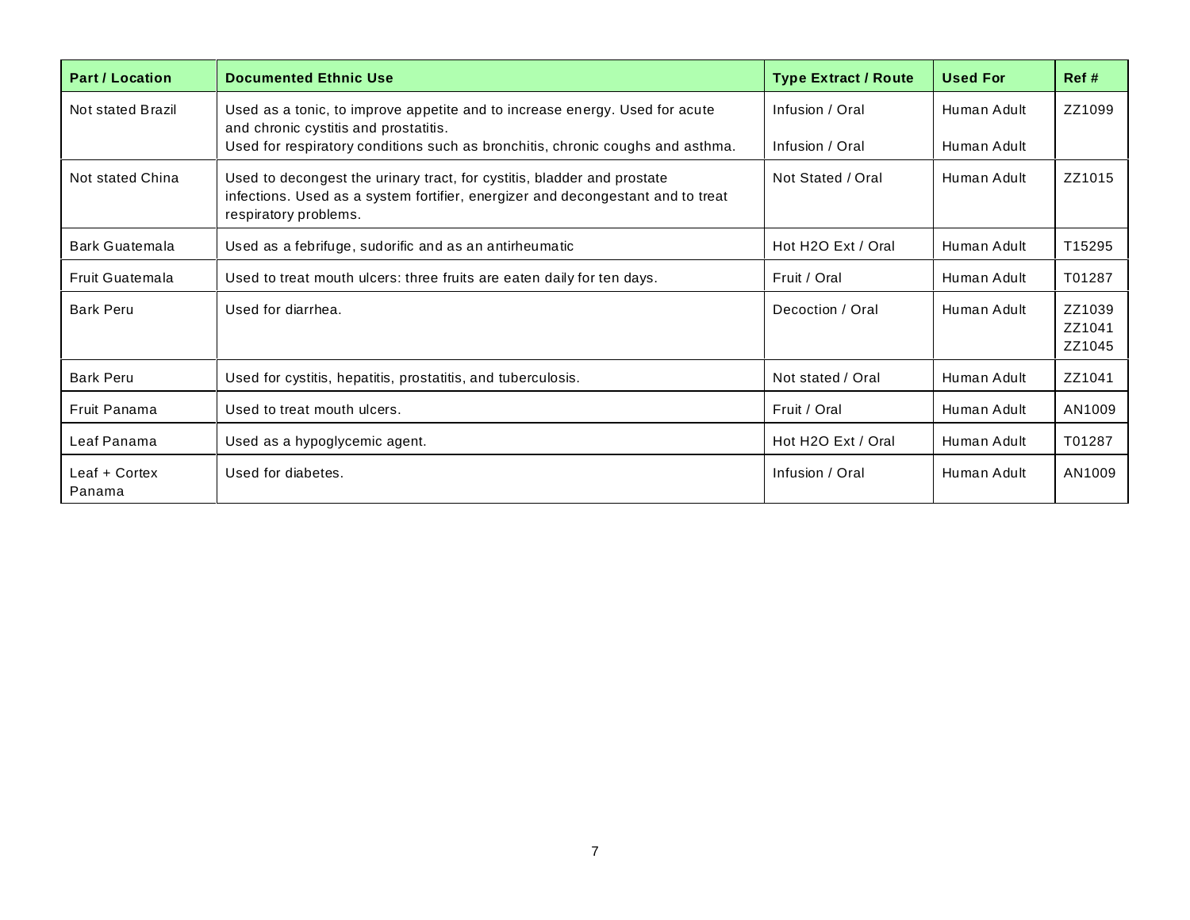| Part / Location | Documented Ethnic Use | Type Extract / Route | Used For | Ref # |
|---|---|---|---|---|
| Not stated Brazil | Used as a tonic, to improve appetite and to increase energy. Used for acute and chronic cystitis and prostatitis.<br>Used for respiratory conditions such as bronchitis, chronic coughs and asthma. | Infusion / Oral<br>Infusion / Oral | Human Adult<br>Human Adult | ZZ1099 |
| Not stated China | Used to decongest the urinary tract, for cystitis, bladder and prostate infections. Used as a system fortifier, energizer and decongestant and to treat respiratory problems. | Not Stated / Oral | Human Adult | ZZ1015 |
| Bark Guatemala | Used as a febrifuge, sudorific and as an antirheumatic | Hot $H_2O$ Ext / Oral | Human Adult | T15295 |
| Fruit Guatemala | Used to treat mouth ulcers: three fruits are eaten daily for ten days. | Fruit / Oral | Human Adult | T01287 |
| Bark Peru | Used for diarrhea. | Decoction / Oral | Human Adult | ZZ1039<br>ZZ1041<br>ZZ1045 |
| Bark Peru | Used for cystitis, hepatitis, prostatitis, and tuberculosis. | Not stated / Oral | Human Adult | ZZ1041 |
| Fruit Panama | Used to treat mouth ulcers. | Fruit / Oral | Human Adult | AN1009 |
| Leaf Panama | Used as a hypoglycemic agent. | Hot $H_2O$ Ext / Oral | Human Adult | T01287 |
| Leaf + Cortex Panama | Used for diabetes. | Infusion / Oral | Human Adult | AN1009 |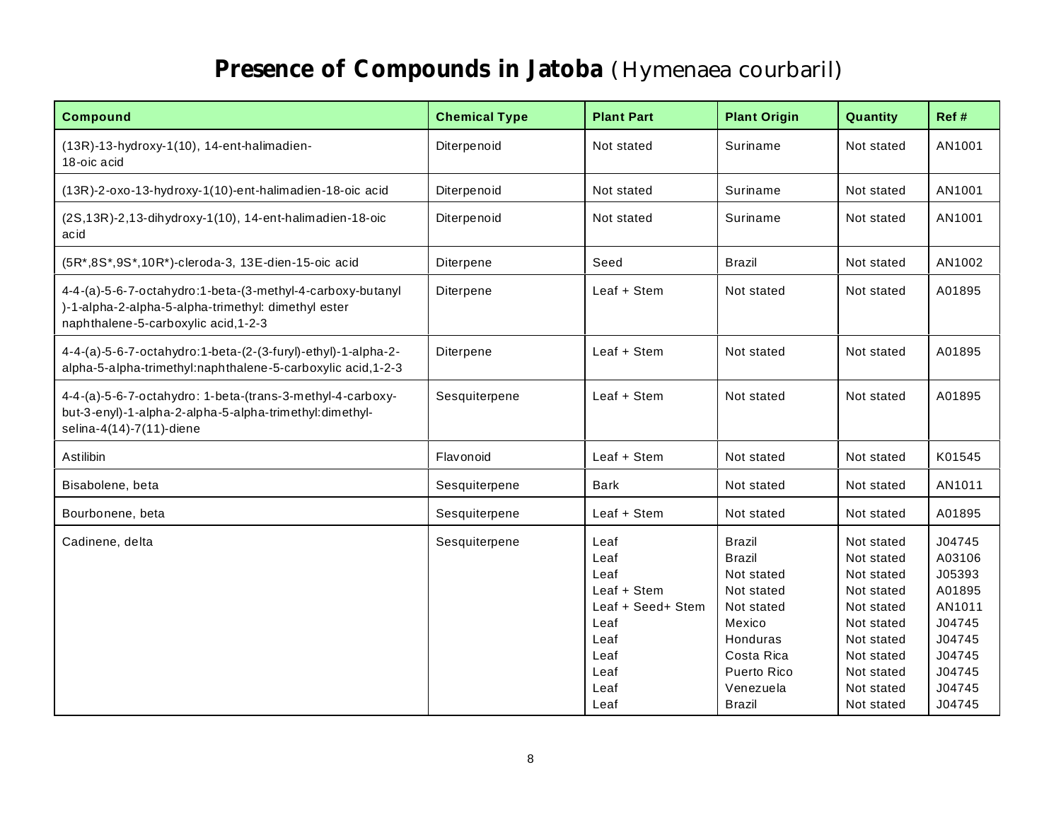# **Presence of Compounds in Jatoba** (Hymenaea courbaril)

| Compound | Chemical Type | Plant Part | Plant Origin | Quantity | Ref # |
|---|---|---|---|---|---|
| (13R)-13-hydroxy-1(10), 14-ent-halimadien-18-oic acid | Diterpenoid | Not stated | Suriname | Not stated | AN1001 |
| (13R)-2-oxo-13-hydroxy-1(10)-ent-halimadien-18-oic acid | Diterpenoid | Not stated | Suriname | Not stated | AN1001 |
| (2S,13R)-2,13-dihydroxy-1(10), 14-ent-halimadien-18-oic acid | Diterpenoid | Not stated | Suriname | Not stated | AN1001 |
| (5R*,8S*,9S*,10R*)-cleroda-3, 13E-dien-15-oic acid | Diterpene | Seed | Brazil | Not stated | AN1002 |
| 4-4-(a)-5-6-7-octahydro:1-beta-(3-methyl-4-carboxy-butanyl)-1-alpha-2-alpha-5-alpha-trimethyl: dimethyl ester naphthalene-5-carboxylic acid,1-2-3 | Diterpene | Leaf + Stem | Not stated | Not stated | A01895 |
| 4-4-(a)-5-6-7-octahydro:1-beta-(2-(3-furyl)-ethyl)-1-alpha-2-alpha-5-alpha-trimethyl:naphthalene-5-carboxylic acid,1-2-3 | Diterpene | Leaf + Stem | Not stated | Not stated | A01895 |
| 4-4-(a)-5-6-7-octahydro: 1-beta-(trans-3-methyl-4-carboxy-but-3-enyl)-1-alpha-2-alpha-5-alpha-trimethyl:dimethyl-selina-4(14)-7(11)-diene | Sesquiterpene | Leaf + Stem | Not stated | Not stated | A01895 |
| Astilibin | Flavonoid | Leaf + Stem | Not stated | Not stated | K01545 |
| Bisabolene, beta | Sesquiterpene | Bark | Not stated | Not stated | AN1011 |
| Bourbonene, beta | Sesquiterpene | Leaf + Stem | Not stated | Not stated | A01895 |
| Cadinene, delta | Sesquiterpene | Leaf | Brazil | Not stated | J04745 |
| | | Leaf | Brazil | Not stated | A03106 |
| | | Leaf | Not stated | Not stated | J05393 |
| | | Leaf + Stem | Not stated | Not stated | A01895 |
| | | Leaf + Seed+ Stem | Not stated | Not stated | AN1011 |
| | | Leaf | Mexico | Not stated | J04745 |
| | | Leaf | Honduras | Not stated | J04745 |
| | | Leaf | Costa Rica | Not stated | J04745 |
| | | Leaf | Puerto Rico | Not stated | J04745 |
| | | Leaf | Venezuela | Not stated | J04745 |
| | | Leaf | Brazil | Not stated | J04745 |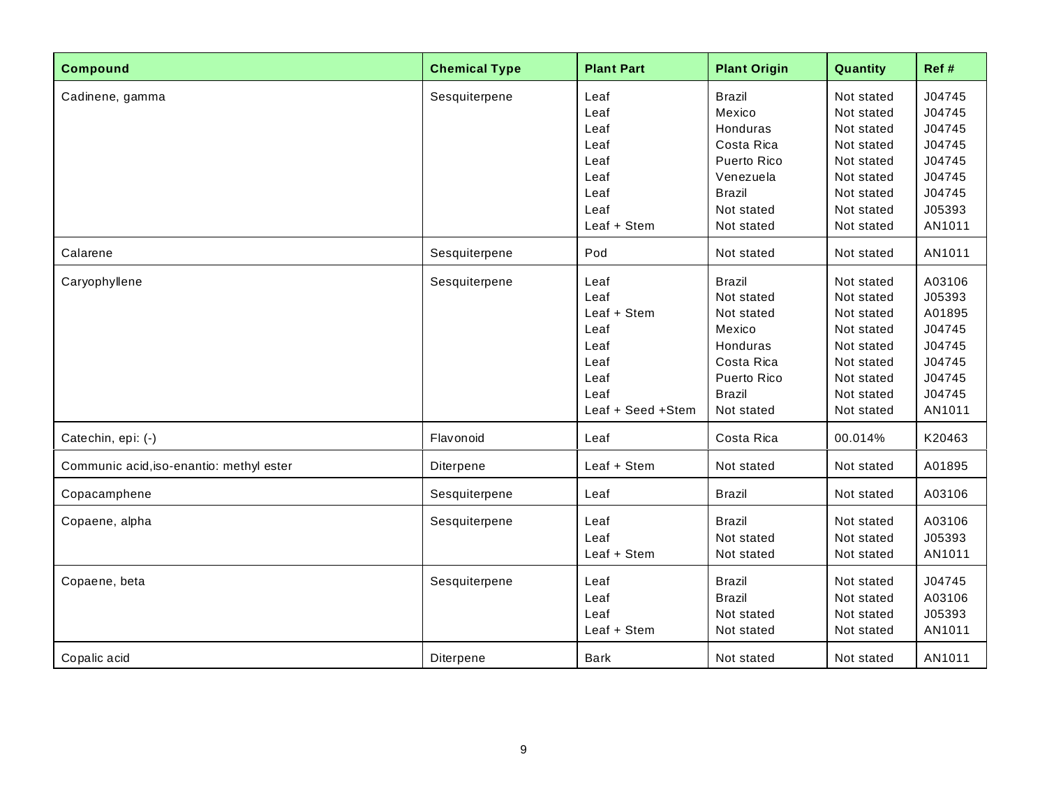| Compound | Chemical Type | Plant Part | Plant Origin | Quantity | Ref # |
|---|---|---|---|---|---|
| Cadinene, gamma | Sesquiterpene | Leaf | Brazil | Not stated | J04745 |
| | | Leaf | Mexico | Not stated | J04745 |
| | | Leaf | Honduras | Not stated | J04745 |
| | | Leaf | Costa Rica | Not stated | J04745 |
| | | Leaf | Puerto Rico | Not stated | J04745 |
| | | Leaf | Venezuela | Not stated | J04745 |
| | | Leaf | Brazil | Not stated | J04745 |
| | | Leaf | Not stated | Not stated | J05393 |
| | | Leaf + Stem | Not stated | Not stated | AN1011 |
| Calarene | Sesquiterpene | Pod | Not stated | Not stated | AN1011 |
| Caryophyllene | Sesquiterpene | Leaf | Brazil | Not stated | A03106 |
| | | Leaf | Not stated | Not stated | J05393 |
| | | Leaf + Stem | Not stated | Not stated | A01895 |
| | | Leaf | Mexico | Not stated | J04745 |
| | | Leaf | Honduras | Not stated | J04745 |
| | | Leaf | Costa Rica | Not stated | J04745 |
| | | Leaf | Puerto Rico | Not stated | J04745 |
| | | Leaf | Brazil | Not stated | J04745 |
| | | Leaf + Seed +Stem | Not stated | Not stated | AN1011 |
| Catechin, epi: (-) | Flavonoid | Leaf | Costa Rica | 00.014% | K20463 |
| Communic acid,iso-enantio: methyl ester | Diterpene | Leaf + Stem | Not stated | Not stated | A01895 |
| Copacamphene | Sesquiterpene | Leaf | Brazil | Not stated | A03106 |
| Copaene, alpha | Sesquiterpene | Leaf | Brazil | Not stated | A03106 |
| | | Leaf | Not stated | Not stated | J05393 |
| | | Leaf + Stem | Not stated | Not stated | AN1011 |
| Copaene, beta | Sesquiterpene | Leaf | Brazil | Not stated | J04745 |
| | | Leaf | Brazil | Not stated | A03106 |
| | | Leaf | Not stated | Not stated | J05393 |
| | | Leaf + Stem | Not stated | Not stated | AN1011 |
| Copalic acid | Diterpene | Bark | Not stated | Not stated | AN1011 |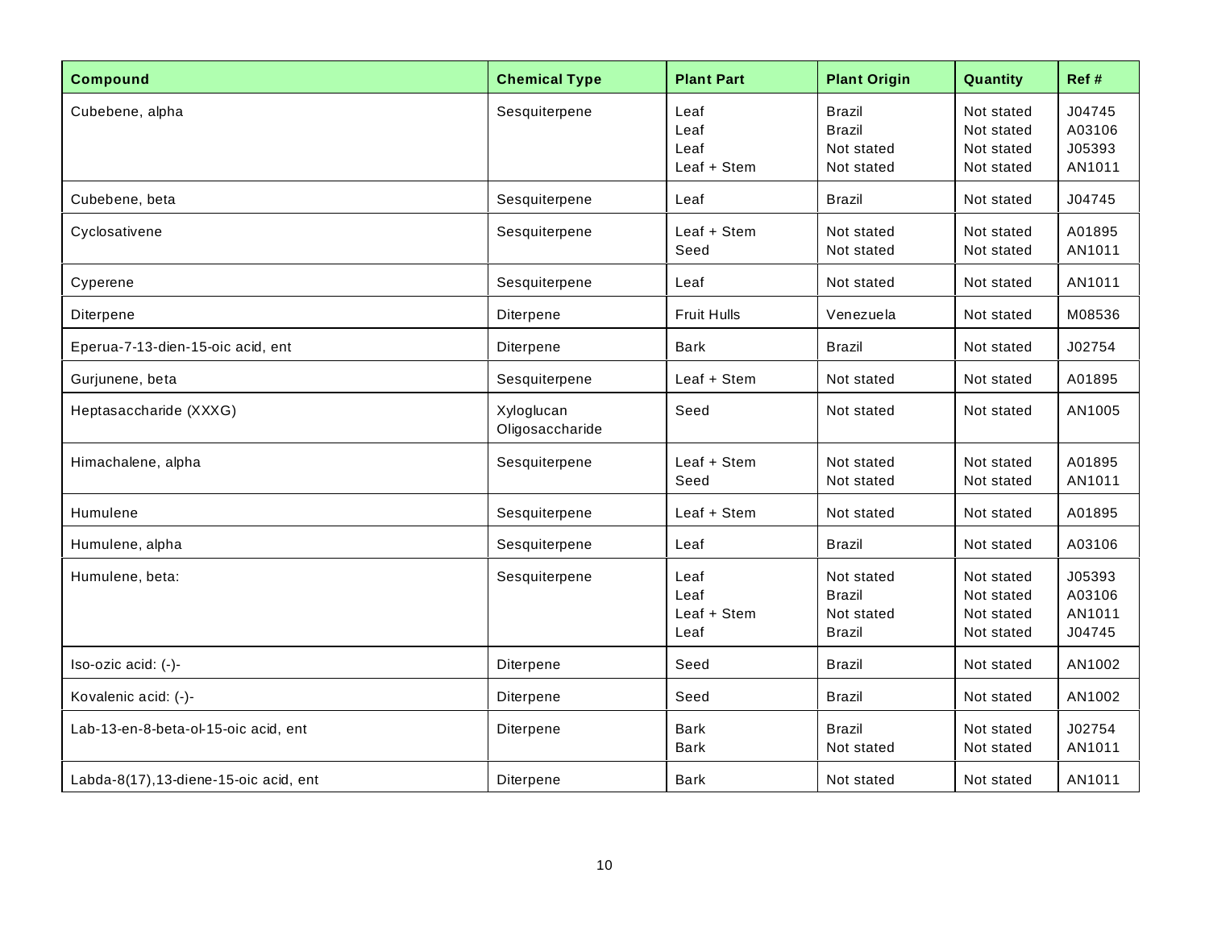| Compound | Chemical Type | Plant Part | Plant Origin | Quantity | Ref # |
|---|---|---|---|---|---|
| Cubebene, alpha | Sesquiterpene | Leaf<br>Leaf<br>Leaf<br>Leaf + Stem | Brazil<br>Brazil<br>Not stated<br>Not stated | Not stated<br>Not stated<br>Not stated<br>Not stated | J04745<br>A03106<br>J05393<br>AN1011 |
| Cubebene, beta | Sesquiterpene | Leaf | Brazil | Not stated | J04745 |
| Cyclosativene | Sesquiterpene | Leaf + Stem<br>Seed | Not stated<br>Not stated | Not stated<br>Not stated | A01895<br>AN1011 |
| Cyperene | Sesquiterpene | Leaf | Not stated | Not stated | AN1011 |
| Diterpene | Diterpene | Fruit Hulls | Venezuela | Not stated | M08536 |
| Eperua-7-13-dien-15-oic acid, ent | Diterpene | Bark | Brazil | Not stated | J02754 |
| Gurjunene, beta | Sesquiterpene | Leaf + Stem | Not stated | Not stated | A01895 |
| Heptasaccharide (XXXG) | Xyloglucan Oligosaccharide | Seed | Not stated | Not stated | AN1005 |
| Himachalene, alpha | Sesquiterpene | Leaf + Stem<br>Seed | Not stated<br>Not stated | Not stated<br>Not stated | A01895<br>AN1011 |
| Humulene | Sesquiterpene | Leaf + Stem | Not stated | Not stated | A01895 |
| Humulene, alpha | Sesquiterpene | Leaf | Brazil | Not stated | A03106 |
| Humulene, beta: | Sesquiterpene | Leaf<br>Leaf<br>Leaf + Stem<br>Leaf | Not stated<br>Brazil<br>Not stated<br>Brazil | Not stated<br>Not stated<br>Not stated<br>Not stated | J05393<br>A03106<br>AN1011<br>J04745 |
| Iso-ozic acid: (-)- | Diterpene | Seed | Brazil | Not stated | AN1002 |
| Kovalenic acid: (-)- | Diterpene | Seed | Brazil | Not stated | AN1002 |
| Lab-13-en-8-beta-ol-15-oic acid, ent | Diterpene | Bark<br>Bark | Brazil<br>Not stated | Not stated<br>Not stated | J02754<br>AN1011 |
| Labda-8(17),13-diene-15-oic acid, ent | Diterpene | Bark | Not stated | Not stated | AN1011 |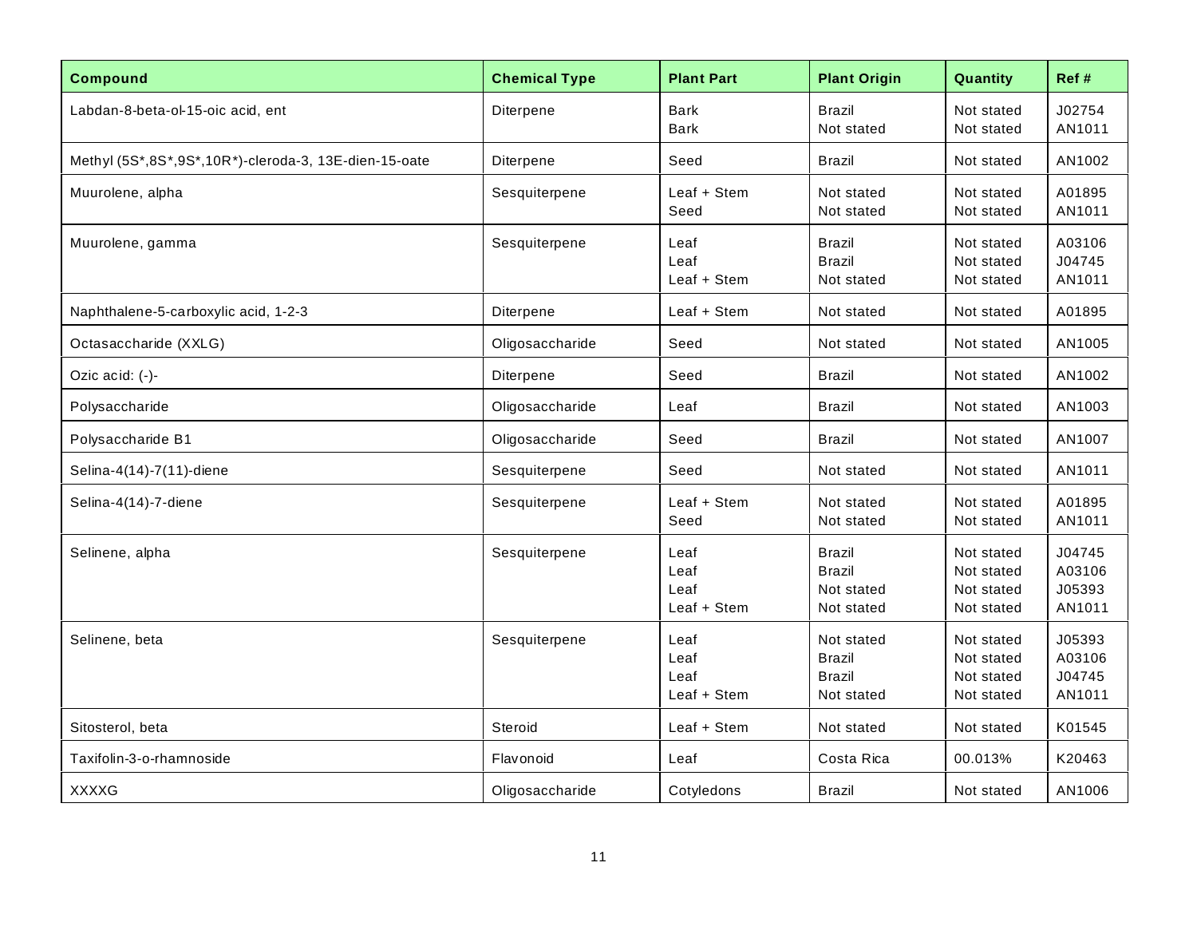| Compound | Chemical Type | Plant Part | Plant Origin | Quantity | Ref # |
|---|---|---|---|---|---|
| Labdan-8-beta-ol-15-oic acid, ent | Diterpene | Bark<br>Bark | Brazil<br>Not stated | Not stated<br>Not stated | J02754<br>AN1011 |
| Methyl (5S*,8S*,9S*,10R*)-cleroda-3, 13E-dien-15-oate | Diterpene | Seed | Brazil | Not stated | AN1002 |
| Muurolene, alpha | Sesquiterpene | Leaf + Stem<br>Seed | Not stated<br>Not stated | Not stated<br>Not stated | A01895<br>AN1011 |
| Muurolene, gamma | Sesquiterpene | Leaf<br>Leaf<br>Leaf + Stem | Brazil<br>Brazil<br>Not stated | Not stated<br>Not stated<br>Not stated | A03106<br>J04745<br>AN1011 |
| Naphthalene-5-carboxylic acid, 1-2-3 | Diterpene | Leaf + Stem | Not stated | Not stated | A01895 |
| Octasaccharide (XXLG) | Oligosaccharide | Seed | Not stated | Not stated | AN1005 |
| Ozic acid: (-)- | Diterpene | Seed | Brazil | Not stated | AN1002 |
| Polysaccharide | Oligosaccharide | Leaf | Brazil | Not stated | AN1003 |
| Polysaccharide B1 | Oligosaccharide | Seed | Brazil | Not stated | AN1007 |
| Selina-4(14)-7(11)-diene | Sesquiterpene | Seed | Not stated | Not stated | AN1011 |
| Selina-4(14)-7-diene | Sesquiterpene | Leaf + Stem<br>Seed | Not stated<br>Not stated | Not stated<br>Not stated | A01895<br>AN1011 |
| Selinene, alpha | Sesquiterpene | Leaf<br>Leaf<br>Leaf<br>Leaf + Stem | Brazil<br>Brazil<br>Not stated<br>Not stated | Not stated<br>Not stated<br>Not stated<br>Not stated | J04745<br>A03106<br>J05393<br>AN1011 |
| Selinene, beta | Sesquiterpene | Leaf<br>Leaf<br>Leaf<br>Leaf + Stem | Not stated<br>Brazil<br>Brazil<br>Not stated | Not stated<br>Not stated<br>Not stated<br>Not stated | J05393<br>A03106<br>J04745<br>AN1011 |
| Sitosterol, beta | Steroid | Leaf + Stem | Not stated | Not stated | K01545 |
| Taxifolin-3-o-rhamnoside | Flavonoid | Leaf | Costa Rica | 00.013% | K20463 |
| XXXXG | Oligosaccharide | Cotyledons | Brazil | Not stated | AN1006 |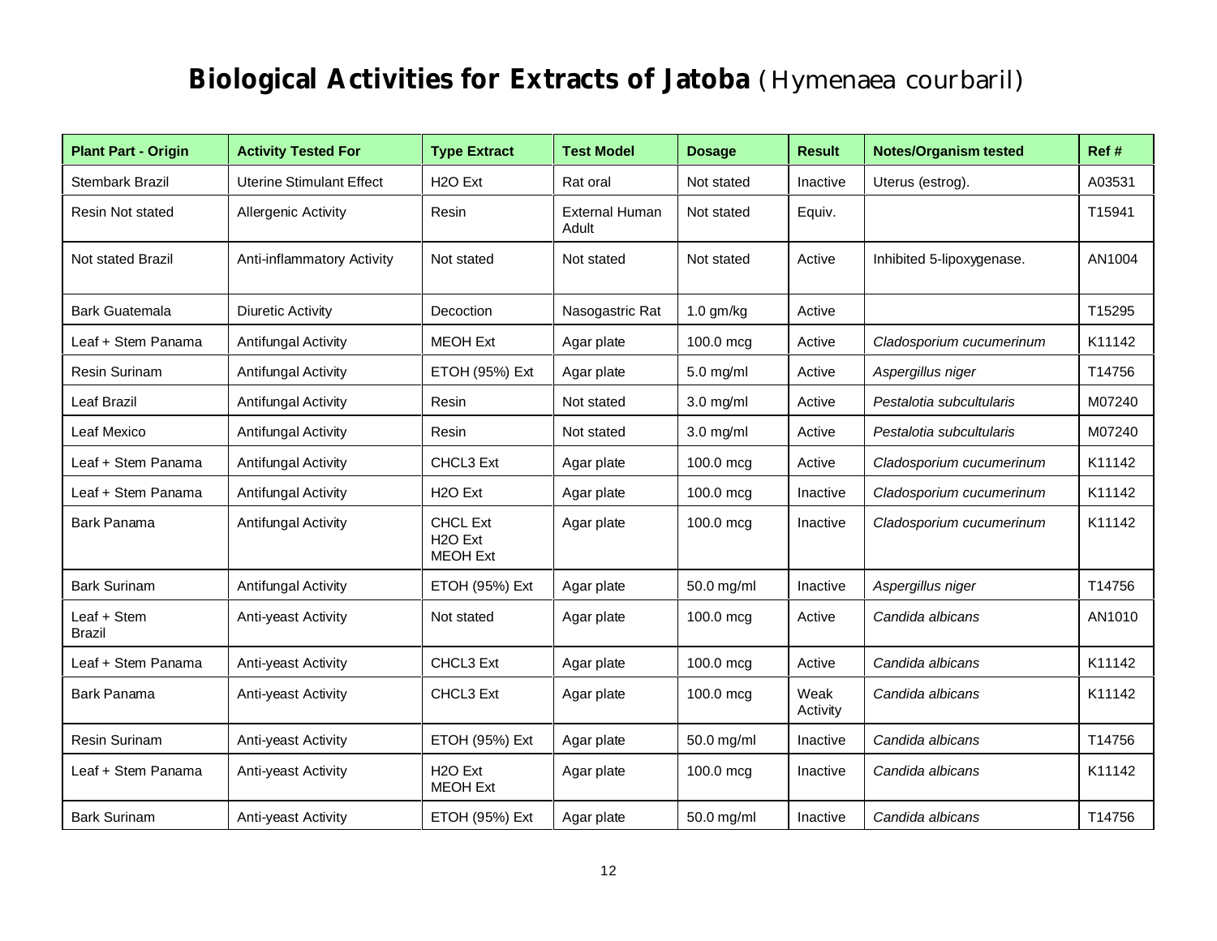# **Biological Activities for Extracts of Jatoba** (*Hymenaea courbaril*)

| Plant Part - Origin | Activity Tested For | Type Extract | Test Model | Dosage | Result | Notes/Organism tested | Ref # |
|---|---|---|---|---|---|---|---|
| Stembark Brazil | Uterine Stimulant Effect | $H_2O$ Ext | Rat oral | Not stated | Inactive | Uterus (estrog). | A03531 |
| Resin Not stated | Allergenic Activity | Resin | External Human Adult | Not stated | Equiv. | | T15941 |
| Not stated Brazil | Anti-inflammatory Activity | Not stated | Not stated | Not stated | Active | Inhibited 5-lipoxygenase. | AN1004 |
| Bark Guatemala | Diuretic Activity | Decoction | Nasogastric Rat | 1.0 gm/kg | Active | | T15295 |
| Leaf + Stem Panama | Antifungal Activity | MEOH Ext | Agar plate | 100.0 mcg | Active | *Cladosporium cucumerinum* | K11142 |
| Resin Surinam | Antifungal Activity | ETOH (95%) Ext | Agar plate | 5.0 mg/ml | Active | *Aspergillus niger* | T14756 |
| Leaf Brazil | Antifungal Activity | Resin | Not stated | 3.0 mg/ml | Active | *Pestalotia subcultularis* | M07240 |
| Leaf Mexico | Antifungal Activity | Resin | Not stated | 3.0 mg/ml | Active | *Pestalotia subcultularis* | M07240 |
| Leaf + Stem Panama | Antifungal Activity | $CHCL_3$ Ext | Agar plate | 100.0 mcg | Active | *Cladosporium cucumerinum* | K11142 |
| Leaf + Stem Panama | Antifungal Activity | $H_2O$ Ext | Agar plate | 100.0 mcg | Inactive | *Cladosporium cucumerinum* | K11142 |
| Bark Panama | Antifungal Activity | CHCL Ext<br>$H_2O$ Ext<br>MEOH Ext | Agar plate | 100.0 mcg | Inactive | *Cladosporium cucumerinum* | K11142 |
| Bark Surinam | Antifungal Activity | ETOH (95%) Ext | Agar plate | 50.0 mg/ml | Inactive | *Aspergillus niger* | T14756 |
| Leaf + Stem Brazil | Anti-yeast Activity | Not stated | Agar plate | 100.0 mcg | Active | *Candida albicans* | AN1010 |
| Leaf + Stem Panama | Anti-yeast Activity | $CHCL_3$ Ext | Agar plate | 100.0 mcg | Active | *Candida albicans* | K11142 |
| Bark Panama | Anti-yeast Activity | $CHCL_3$ Ext | Agar plate | 100.0 mcg | Weak Activity | *Candida albicans* | K11142 |
| Resin Surinam | Anti-yeast Activity | ETOH (95%) Ext | Agar plate | 50.0 mg/ml | Inactive | *Candida albicans* | T14756 |
| Leaf + Stem Panama | Anti-yeast Activity | $H_2O$ Ext<br>MEOH Ext | Agar plate | 100.0 mcg | Inactive | *Candida albicans* | K11142 |
| Bark Surinam | Anti-yeast Activity | ETOH (95%) Ext | Agar plate | 50.0 mg/ml | Inactive | *Candida albicans* | T14756 |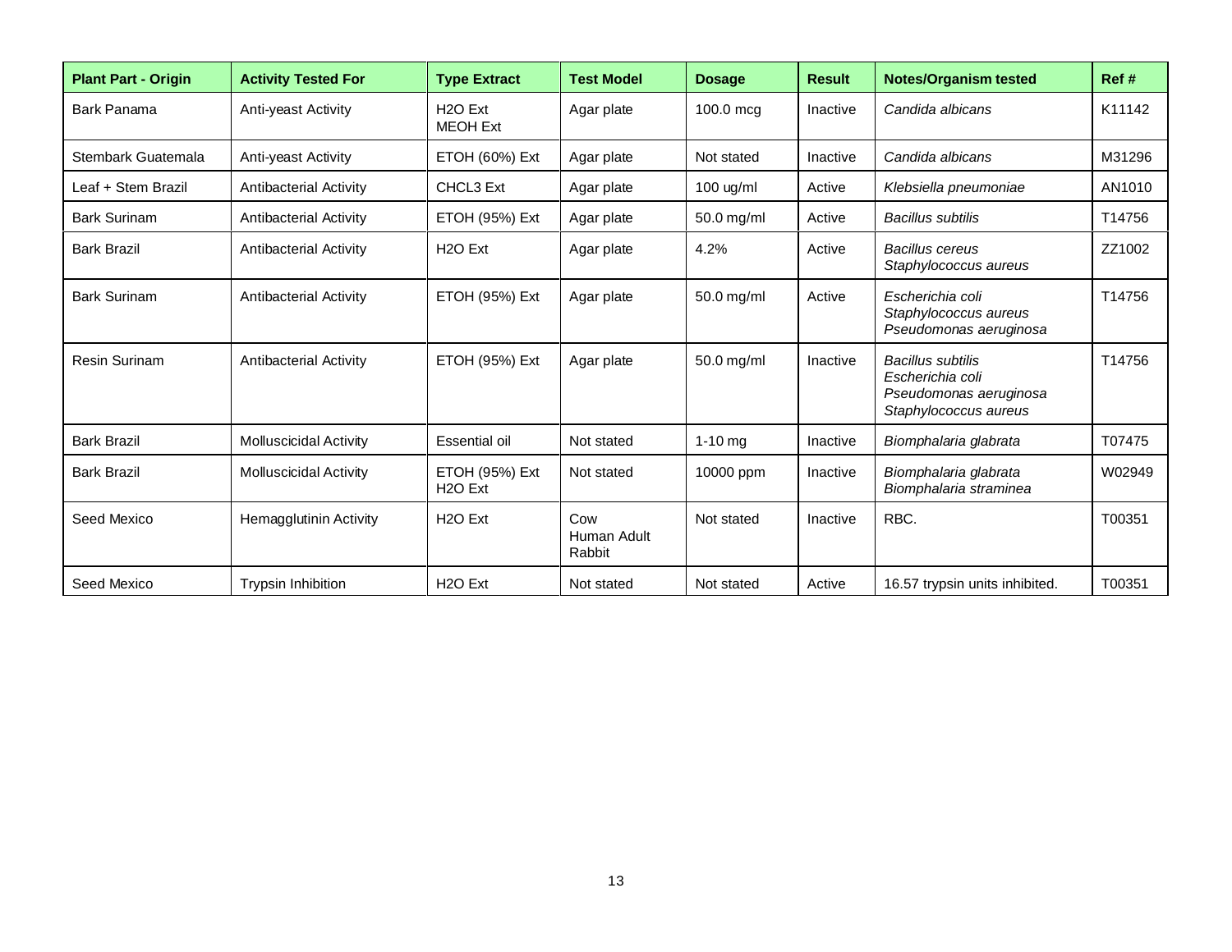| Plant Part - Origin | Activity Tested For | Type Extract | Test Model | Dosage | Result | Notes/Organism tested | Ref # |
|---|---|---|---|---|---|---|---|
| Bark Panama | Anti-yeast Activity | H2O Ext<br>MEOH Ext | Agar plate | 100.0 mcg | Inactive | *Candida albicans* | K11142 |
| Stembark Guatemala | Anti-yeast Activity | ETOH (60%) Ext | Agar plate | Not stated | Inactive | *Candida albicans* | M31296 |
| Leaf + Stem Brazil | Antibacterial Activity | CHCL3 Ext | Agar plate | 100 ug/ml | Active | *Klebsiella pneumoniae* | AN1010 |
| Bark Surinam | Antibacterial Activity | ETOH (95%) Ext | Agar plate | 50.0 mg/ml | Active | *Bacillus subtilis* | T14756 |
| Bark Brazil | Antibacterial Activity | H2O Ext | Agar plate | 4.2% | Active | *Bacillus cereus*<br>*Staphylococcus aureus* | ZZ1002 |
| Bark Surinam | Antibacterial Activity | ETOH (95%) Ext | Agar plate | 50.0 mg/ml | Active | *Escherichia coli*<br>*Staphylococcus aureus*<br>*Pseudomonas aeruginosa* | T14756 |
| Resin Surinam | Antibacterial Activity | ETOH (95%) Ext | Agar plate | 50.0 mg/ml | Inactive | *Bacillus subtilis*<br>*Escherichia coli*<br>*Pseudomonas aeruginosa*<br>*Staphylococcus aureus* | T14756 |
| Bark Brazil | Molluscicidal Activity | Essential oil | Not stated | 1-10 mg | Inactive | *Biomphalaria glabrata* | T07475 |
| Bark Brazil | Molluscicidal Activity | ETOH (95%) Ext<br>H2O Ext | Not stated | 10000 ppm | Inactive | *Biomphalaria glabrata*<br>*Biomphalaria straminea* | W02949 |
| Seed Mexico | Hemagglutinin Activity | H2O Ext | Cow<br>Human Adult<br>Rabbit | Not stated | Inactive | RBC. | T00351 |
| Seed Mexico | Trypsin Inhibition | H2O Ext | Not stated | Not stated | Active | 16.57 trypsin units inhibited. | T00351 |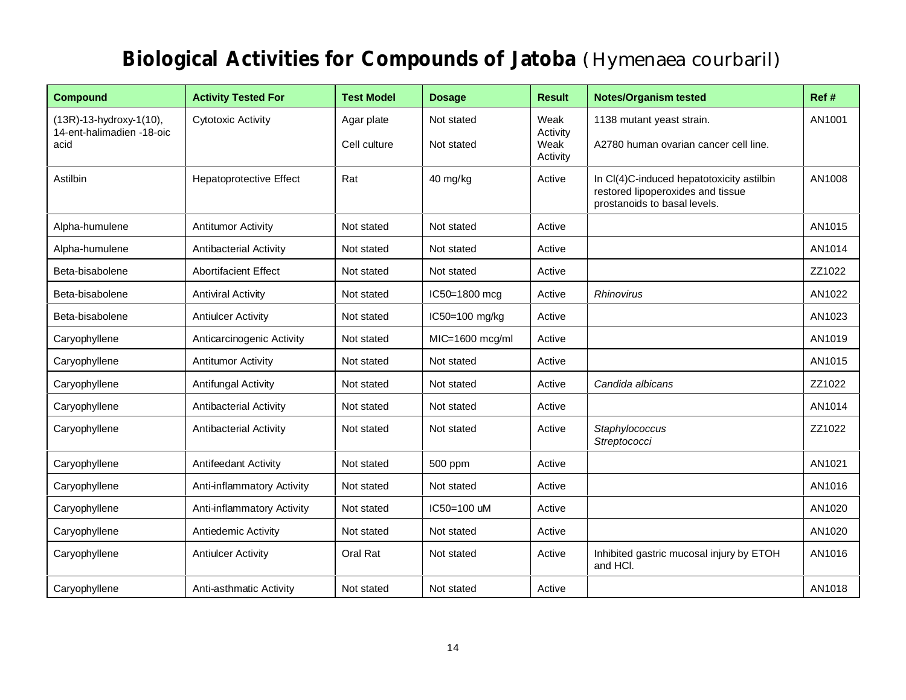# **Biological Activities for Compounds of Jatoba** (Hymenaea courbaril)

| Compound | Activity Tested For | Test Model | Dosage | Result | Notes/Organism tested | Ref # |
|---|---|---|---|---|---|---|
| (13R)-13-hydroxy-1(10), 14-ent-halimadien -18-oic acid | Cytotoxic Activity | Agar plate<br>Cell culture | Not stated<br>Not stated | Weak Activity<br>Weak Activity | 1138 mutant yeast strain.<br>A2780 human ovarian cancer cell line. | AN1001 |
| Astilbin | Hepatoprotective Effect | Rat | 40 mg/kg | Active | In Cl(4)C-induced hepatotoxicity astilbin restored lipoperoxides and tissue prostanoids to basal levels. | AN1008 |
| Alpha-humulene | Antitumor Activity | Not stated | Not stated | Active | | AN1015 |
| Alpha-humulene | Antibacterial Activity | Not stated | Not stated | Active | | AN1014 |
| Beta-bisabolene | Abortifacient Effect | Not stated | Not stated | Active | | ZZ1022 |
| Beta-bisabolene | Antiviral Activity | Not stated | IC50=1800 mcg | Active | *Rhinovirus* | AN1022 |
| Beta-bisabolene | Antiulcer Activity | Not stated | IC50=100 mg/kg | Active | | AN1023 |
| Caryophyllene | Anticarcinogenic Activity | Not stated | MIC=1600 mcg/ml | Active | | AN1019 |
| Caryophyllene | Antitumor Activity | Not stated | Not stated | Active | | AN1015 |
| Caryophyllene | Antifungal Activity | Not stated | Not stated | Active | *Candida albicans* | ZZ1022 |
| Caryophyllene | Antibacterial Activity | Not stated | Not stated | Active | | AN1014 |
| Caryophyllene | Antibacterial Activity | Not stated | Not stated | Active | *Staphylococcus*<br>*Streptococci* | ZZ1022 |
| Caryophyllene | Antifeedant Activity | Not stated | 500 ppm | Active | | AN1021 |
| Caryophyllene | Anti-inflammatory Activity | Not stated | Not stated | Active | | AN1016 |
| Caryophyllene | Anti-inflammatory Activity | Not stated | IC50=100 uM | Active | | AN1020 |
| Caryophyllene | Antiedemic Activity | Not stated | Not stated | Active | | AN1020 |
| Caryophyllene | Antiulcer Activity | Oral Rat | Not stated | Active | Inhibited gastric mucosal injury by ETOH and HCl. | AN1016 |
| Caryophyllene | Anti-asthmatic Activity | Not stated | Not stated | Active | | AN1018 |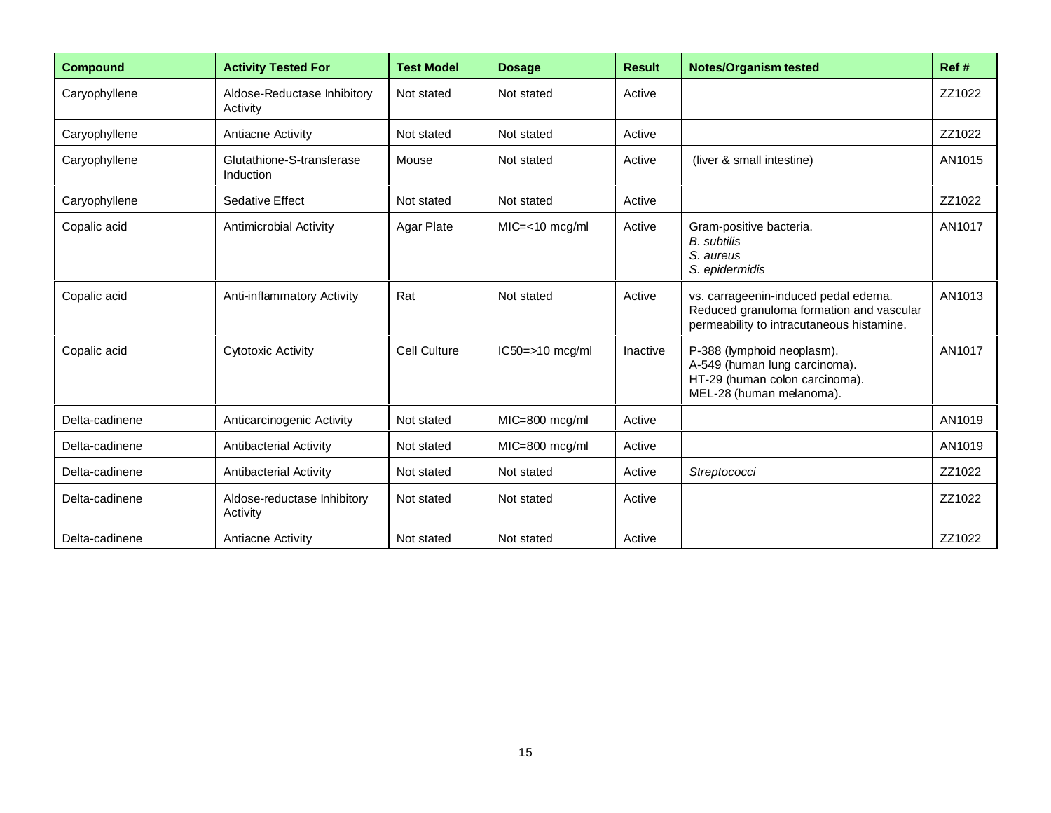| Compound | Activity Tested For | Test Model | Dosage | Result | Notes/Organism tested | Ref # |
|---|---|---|---|---|---|---|
| Caryophyllene | Aldose-Reductase Inhibitory Activity | Not stated | Not stated | Active | | ZZ1022 |
| Caryophyllene | Antiacne Activity | Not stated | Not stated | Active | | ZZ1022 |
| Caryophyllene | Glutathione-S-transferase Induction | Mouse | Not stated | Active | (liver & small intestine) | AN1015 |
| Caryophyllene | Sedative Effect | Not stated | Not stated | Active | | ZZ1022 |
| Copalic acid | Antimicrobial Activity | Agar Plate | MIC=<10 mcg/ml | Active | Gram-positive bacteria. *B. subtilis* *S. aureus* *S. epidermidis* | AN1017 |
| Copalic acid | Anti-inflammatory Activity | Rat | Not stated | Active | vs. carrageenin-induced pedal edema. Reduced granuloma formation and vascular permeability to intracutaneous histamine. | AN1013 |
| Copalic acid | Cytotoxic Activity | Cell Culture | IC50=>10 mcg/ml | Inactive | P-388 (lymphoid neoplasm). A-549 (human lung carcinoma). HT-29 (human colon carcinoma). MEL-28 (human melanoma). | AN1017 |
| Delta-cadinene | Anticarcinogenic Activity | Not stated | MIC=800 mcg/ml | Active | | AN1019 |
| Delta-cadinene | Antibacterial Activity | Not stated | MIC=800 mcg/ml | Active | | AN1019 |
| Delta-cadinene | Antibacterial Activity | Not stated | Not stated | Active | *Streptococci* | ZZ1022 |
| Delta-cadinene | Aldose-reductase Inhibitory Activity | Not stated | Not stated | Active | | ZZ1022 |
| Delta-cadinene | Antiacne Activity | Not stated | Not stated | Active | | ZZ1022 |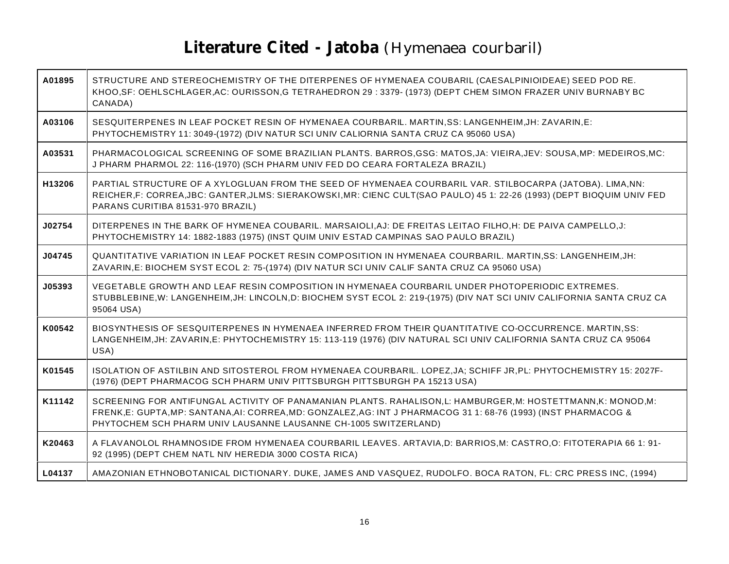# **Literature Cited - Jatoba** (Hymenaea courbaril)

| | |
|---|---|
| **A01895** | STRUCTURE AND STEREOCHEMISTRY OF THE DITERPENES OF HYMENAEA COUBARIL (CAESALPINIOIDEAE) SEED POD RE. KHOO,SF: OEHLSCHLAGER,AC: OURISSON,G TETRAHEDRON 29 : 3379- (1973) (DEPT CHEM SIMON FRAZER UNIV BURNABY BC CANADA) |
| **A03106** | SESQUITERPENES IN LEAF POCKET RESIN OF HYMENAEA COURBARIL. MARTIN,SS: LANGENHEIM,JH: ZAVARIN,E: PHYTOCHEMISTRY 11: 3049-(1972) (DIV NATUR SCI UNIV CALIORNIA SANTA CRUZ CA 95060 USA) |
| **A03531** | PHARMACOLOGICAL SCREENING OF SOME BRAZILIAN PLANTS. BARROS,GSG: MATOS,JA: VIEIRA,JEV: SOUSA,MP: MEDEIROS,MC: J PHARM PHARMOL 22: 116-(1970) (SCH PHARM UNIV FED DO CEARA FORTALEZA BRAZIL) |
| **H13206** | PARTIAL STRUCTURE OF A XYLOGLUAN FROM THE SEED OF HYMENAEA COURBARIL VAR. STILBOCARPA (JATOBA). LIMA,NN: REICHER,F: CORREA,JBC: GANTER,JLMS: SIERAKOWSKI,MR: CIENC CULT(SAO PAULO) 45 1: 22-26 (1993) (DEPT BIOQUIM UNIV FED PARANS CURITIBA 81531-970 BRAZIL) |
| **J02754** | DITERPENES IN THE BARK OF HYMENEA COUBARIL. MARSAIOLI,AJ: DE FREITAS LEITAO FILHO,H: DE PAIVA CAMPELLO,J: PHYTOCHEMISTRY 14: 1882-1883 (1975) (INST QUIM UNIV ESTAD CAMPINAS SAO PAULO BRAZIL) |
| **J04745** | QUANTITATIVE VARIATION IN LEAF POCKET RESIN COMPOSITION IN HYMENAEA COURBARIL. MARTIN,SS: LANGENHEIM,JH: ZAVARIN,E: BIOCHEM SYST ECOL 2: 75-(1974) (DIV NATUR SCI UNIV CALIF SANTA CRUZ CA 95060 USA) |
| **J05393** | VEGETABLE GROWTH AND LEAF RESIN COMPOSITION IN HYMENAEA COURBARIL UNDER PHOTOPERIODIC EXTREMES. STUBBLEBINE,W: LANGENHEIM,JH: LINCOLN,D: BIOCHEM SYST ECOL 2: 219-(1975) (DIV NAT SCI UNIV CALIFORNIA SANTA CRUZ CA 95064 USA) |
| **K00542** | BIOSYNTHESIS OF SESQUITERPENES IN HYMENAEA INFERRED FROM THEIR QUANTITATIVE CO-OCCURRENCE. MARTIN,SS: LANGENHEIM,JH: ZAVARIN,E: PHYTOCHEMISTRY 15: 113-119 (1976) (DIV NATURAL SCI UNIV CALIFORNIA SANTA CRUZ CA 95064 USA) |
| **K01545** | ISOLATION OF ASTILBIN AND SITOSTEROL FROM HYMENAEA COURBARIL. LOPEZ,JA; SCHIFF JR,PL: PHYTOCHEMISTRY 15: 2027F-(1976) (DEPT PHARMACOG SCH PHARM UNIV PITTSBURGH PITTSBURGH PA 15213 USA) |
| **K11142** | SCREENING FOR ANTIFUNGAL ACTIVITY OF PANAMANIAN PLANTS. RAHALISON,L: HAMBURGER,M: HOSTETTMANN,K: MONOD,M: FRENK,E: GUPTA,MP: SANTANA,AI: CORREA,MD: GONZALEZ,AG: INT J PHARMACOG 31 1: 68-76 (1993) (INST PHARMACOG & PHYTOCHEM SCH PHARM UNIV LAUSANNE LAUSANNE CH-1005 SWITZERLAND) |
| **K20463** | A FLAVANOLOL RHAMNOSIDE FROM HYMENAEA COURBARIL LEAVES. ARTAVIA,D: BARRIOS,M: CASTRO,O: FITOTERAPIA 66 1: 91-92 (1995) (DEPT CHEM NATL NIV HEREDIA 3000 COSTA RICA) |
| **L04137** | AMAZONIAN ETHNOBOTANICAL DICTIONARY. DUKE, JAMES AND VASQUEZ, RUDOLFO. BOCA RATON, FL: CRC PRESS INC, (1994) |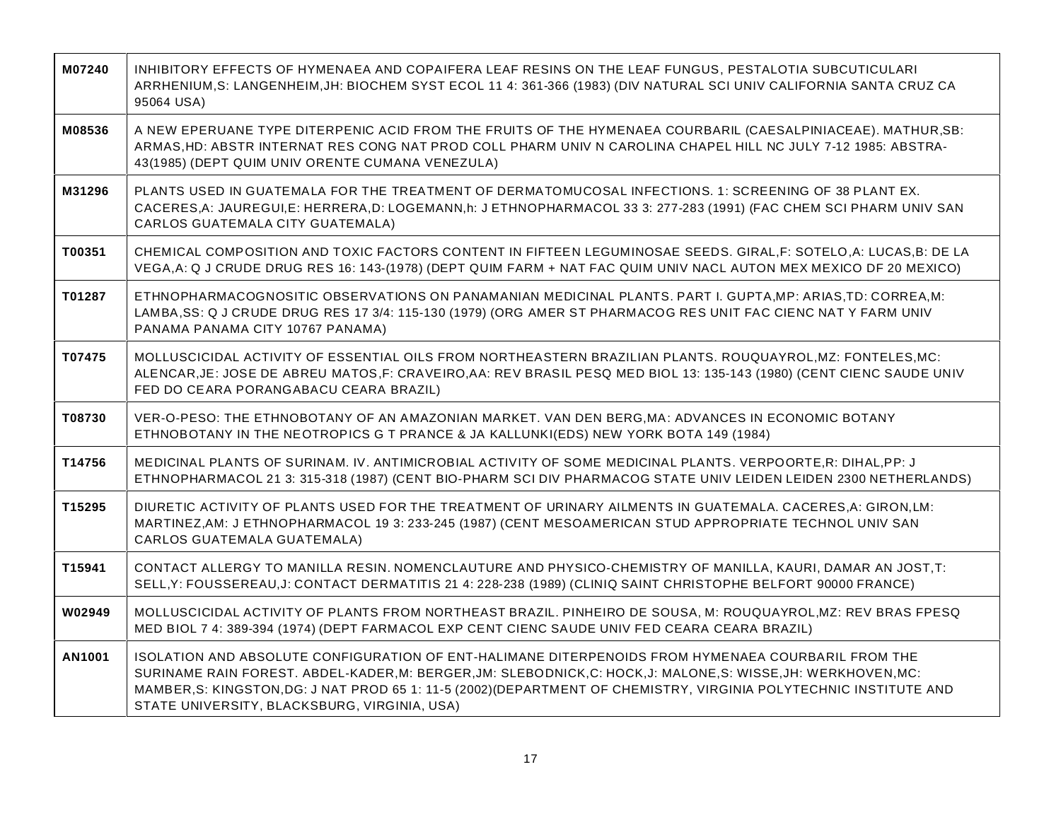| | |
|---|---|
| **M07240** | INHIBITORY EFFECTS OF HYMENAEA AND COPAIFERA LEAF RESINS ON THE LEAF FUNGUS, PESTALOTIA SUBCUTICULARI ARRHENIUM,S: LANGENHEIM,JH: BIOCHEM SYST ECOL 11 4: 361-366 (1983) (DIV NATURAL SCI UNIV CALIFORNIA SANTA CRUZ CA 95064 USA) |
| **M08536** | A NEW EPERUANE TYPE DITERPENIC ACID FROM THE FRUITS OF THE HYMENAEA COURBARIL (CAESALPINIACEAE). MATHUR,SB: ARMAS,HD: ABSTR INTERNAT RES CONG NAT PROD COLL PHARM UNIV N CAROLINA CHAPEL HILL NC JULY 7-12 1985: ABSTRA-43(1985) (DEPT QUIM UNIV ORENTE CUMANA VENEZULA) |
| **M31296** | PLANTS USED IN GUATEMALA FOR THE TREATMENT OF DERMATOMUCOSAL INFECTIONS. 1: SCREENING OF 38 PLANT EX. CACERES,A: JAUREGUI,E: HERRERA,D: LOGEMANN,h: J ETHNOPHARMACOL 33 3: 277-283 (1991) (FAC CHEM SCI PHARM UNIV SAN CARLOS GUATEMALA CITY GUATEMALA) |
| **T00351** | CHEMICAL COMPOSITION AND TOXIC FACTORS CONTENT IN FIFTEEN LEGUMINOSAE SEEDS. GIRAL,F: SOTELO,A: LUCAS,B: DE LA VEGA,A: Q J CRUDE DRUG RES 16: 143-(1978) (DEPT QUIM FARM + NAT FAC QUIM UNIV NACL AUTON MEX MEXICO DF 20 MEXICO) |
| **T01287** | ETHNOPHARMACOGNOSITIC OBSERVATIONS ON PANAMANIAN MEDICINAL PLANTS. PART I. GUPTA,MP: ARIAS,TD: CORREA,M: LAMBA,SS: Q J CRUDE DRUG RES 17 3/4: 115-130 (1979) (ORG AMER ST PHARMACOG RES UNIT FAC CIENC NAT Y FARM UNIV PANAMA PANAMA CITY 10767 PANAMA) |
| **T07475** | MOLLUSCICIDAL ACTIVITY OF ESSENTIAL OILS FROM NORTHEASTERN BRAZILIAN PLANTS. ROUQUAYROL,MZ: FONTELES,MC: ALENCAR,JE: JOSE DE ABREU MATOS,F: CRAVEIRO,AA: REV BRASIL PESQ MED BIOL 13: 135-143 (1980) (CENT CIENC SAUDE UNIV FED DO CEARA PORANGABACU CEARA BRAZIL) |
| **T08730** | VER-O-PESO: THE ETHNOBOTANY OF AN AMAZONIAN MARKET. VAN DEN BERG,MA: ADVANCES IN ECONOMIC BOTANY ETHNOBOTANY IN THE NEOTROPICS G T PRANCE & JA KALLUNKI(EDS) NEW YORK BOTA 149 (1984) |
| **T14756** | MEDICINAL PLANTS OF SURINAM. IV. ANTIMICROBIAL ACTIVITY OF SOME MEDICINAL PLANTS. VERPOORTE,R: DIHAL,PP: J ETHNOPHARMACOL 21 3: 315-318 (1987) (CENT BIO-PHARM SCI DIV PHARMACOG STATE UNIV LEIDEN LEIDEN 2300 NETHERLANDS) |
| **T15295** | DIURETIC ACTIVITY OF PLANTS USED FOR THE TREATMENT OF URINARY AILMENTS IN GUATEMALA. CACERES,A: GIRON,LM: MARTINEZ,AM: J ETHNOPHARMACOL 19 3: 233-245 (1987) (CENT MESOAMERICAN STUD APPROPRIATE TECHNOL UNIV SAN CARLOS GUATEMALA GUATEMALA) |
| **T15941** | CONTACT ALLERGY TO MANILLA RESIN. NOMENCLAUTURE AND PHYSICO-CHEMISTRY OF MANILLA, KAURI, DAMAR AN JOST,T: SELL,Y: FOUSSEREAU,J: CONTACT DERMATITIS 21 4: 228-238 (1989) (CLINIQ SAINT CHRISTOPHE BELFORT 90000 FRANCE) |
| **W02949** | MOLLUSCICIDAL ACTIVITY OF PLANTS FROM NORTHEAST BRAZIL. PINHEIRO DE SOUSA, M: ROUQUAYROL,MZ: REV BRAS FPESQ MED BIOL 7 4: 389-394 (1974) (DEPT FARMACOL EXP CENT CIENC SAUDE UNIV FED CEARA CEARA BRAZIL) |
| **AN1001** | ISOLATION AND ABSOLUTE CONFIGURATION OF ENT-HALIMANE DITERPENOIDS FROM HYMENAEA COURBARIL FROM THE SURINAME RAIN FOREST. ABDEL-KADER,M: BERGER,JM: SLEBODNICK,C: HOCK,J: MALONE,S: WISSE,JH: WERKHOVEN,MC: MAMBER,S: KINGSTON,DG: J NAT PROD 65 1: 11-5 (2002)(DEPARTMENT OF CHEMISTRY, VIRGINIA POLYTECHNIC INSTITUTE AND STATE UNIVERSITY, BLACKSBURG, VIRGINIA, USA) |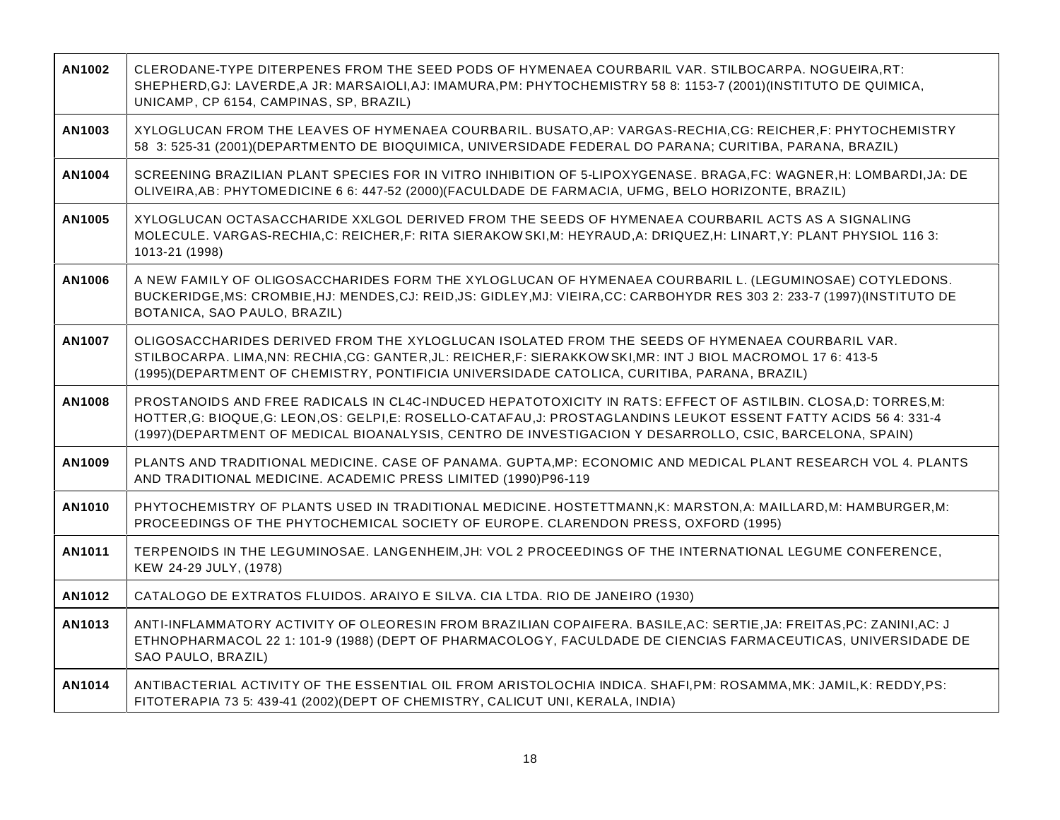| **AN1002** | CLERODANE-TYPE DITERPENES FROM THE SEED PODS OF HYMENAEA COURBARIL VAR. STILBOCARPA. NOGUEIRA,RT: SHEPHERD,GJ: LAVERDE,A JR: MARSAIOLI,AJ: IMAMURA,PM: PHYTOCHEMISTRY 58 8: 1153-7 (2001)(INSTITUTO DE QUIMICA, UNICAMP, CP 6154, CAMPINAS, SP, BRAZIL) |
|---|---|
| **AN1003** | XYLOGLUCAN FROM THE LEAVES OF HYMENAEA COURBARIL. BUSATO,AP: VARGAS-RECHIA,CG: REICHER,F: PHYTOCHEMISTRY 58 3: 525-31 (2001)(DEPARTMENTO DE BIOQUIMICA, UNIVERSIDADE FEDERAL DO PARANA; CURITIBA, PARANA, BRAZIL) |
| **AN1004** | SCREENING BRAZILIAN PLANT SPECIES FOR IN VITRO INHIBITION OF 5-LIPOXYGENASE. BRAGA,FC: WAGNER,H: LOMBARDI,JA: DE OLIVEIRA,AB: PHYTOMEDICINE 6 6: 447-52 (2000)(FACULDADE DE FARMACIA, UFMG, BELO HORIZONTE, BRAZIL) |
| **AN1005** | XYLOGLUCAN OCTASACCHARIDE XXLGOL DERIVED FROM THE SEEDS OF HYMENAEA COURBARIL ACTS AS A SIGNALING MOLECULE. VARGAS-RECHIA,C: REICHER,F: RITA SIERAKOWSKI,M: HEYRAUD,A: DRIQUEZ,H: LINART,Y: PLANT PHYSIOL 116 3: 1013-21 (1998) |
| **AN1006** | A NEW FAMILY OF OLIGOSACCHARIDES FORM THE XYLOGLUCAN OF HYMENAEA COURBARIL L. (LEGUMINOSAE) COTYLEDONS. BUCKERIDGE,MS: CROMBIE,HJ: MENDES,CJ: REID,JS: GIDLEY,MJ: VIEIRA,CC: CARBOHYDR RES 303 2: 233-7 (1997)(INSTITUTO DE BOTANICA, SAO PAULO, BRAZIL) |
| **AN1007** | OLIGOSACCHARIDES DERIVED FROM THE XYLOGLUCAN ISOLATED FROM THE SEEDS OF HYMENAEA COURBARIL VAR. STILBOCARPA. LIMA,NN: RECHIA,CG: GANTER,JL: REICHER,F: SIERAKKOWSKI,MR: INT J BIOL MACROMOL 17 6: 413-5 (1995)(DEPARTMENT OF CHEMISTRY, PONTIFICIA UNIVERSIDADE CATOLICA, CURITIBA, PARANA, BRAZIL) |
| **AN1008** | PROSTANOIDS AND FREE RADICALS IN CL4C-INDUCED HEPATOTOXICITY IN RATS: EFFECT OF ASTILBIN. CLOSA,D: TORRES,M: HOTTER,G: BIOQUE,G: LEON,OS: GELPI,E: ROSELLO-CATAFAU,J: PROSTAGLANDINS LEUKOT ESSENT FATTY ACIDS 56 4: 331-4 (1997)(DEPARTMENT OF MEDICAL BIOANALYSIS, CENTRO DE INVESTIGACION Y DESARROLLO, CSIC, BARCELONA, SPAIN) |
| **AN1009** | PLANTS AND TRADITIONAL MEDICINE. CASE OF PANAMA. GUPTA,MP: ECONOMIC AND MEDICAL PLANT RESEARCH VOL 4. PLANTS AND TRADITIONAL MEDICINE. ACADEMIC PRESS LIMITED (1990)P96-119 |
| **AN1010** | PHYTOCHEMISTRY OF PLANTS USED IN TRADITIONAL MEDICINE. HOSTETTMANN,K: MARSTON,A: MAILLARD,M: HAMBURGER,M: PROCEEDINGS OF THE PHYTOCHEMICAL SOCIETY OF EUROPE. CLARENDON PRESS, OXFORD (1995) |
| **AN1011** | TERPENOIDS IN THE LEGUMINOSAE. LANGENHEIM,JH: VOL 2 PROCEEDINGS OF THE INTERNATIONAL LEGUME CONFERENCE, KEW 24-29 JULY, (1978) |
| **AN1012** | CATALOGO DE EXTRATOS FLUIDOS. ARAIYO E SILVA. CIA LTDA. RIO DE JANEIRO (1930) |
| **AN1013** | ANTI-INFLAMMATORY ACTIVITY OF OLEORESIN FROM BRAZILIAN COPAIFERA. BASILE,AC: SERTIE,JA: FREITAS,PC: ZANINI,AC: J ETHNOPHARMACOL 22 1: 101-9 (1988) (DEPT OF PHARMACOLOGY, FACULDADE DE CIENCIAS FARMACEUTICAS, UNIVERSIDADE DE SAO PAULO, BRAZIL) |
| **AN1014** | ANTIBACTERIAL ACTIVITY OF THE ESSENTIAL OIL FROM ARISTOLOCHIA INDICA. SHAFI,PM: ROSAMMA,MK: JAMIL,K: REDDY,PS: FITOTERAPIA 73 5: 439-41 (2002)(DEPT OF CHEMISTRY, CALICUT UNI, KERALA, INDIA) |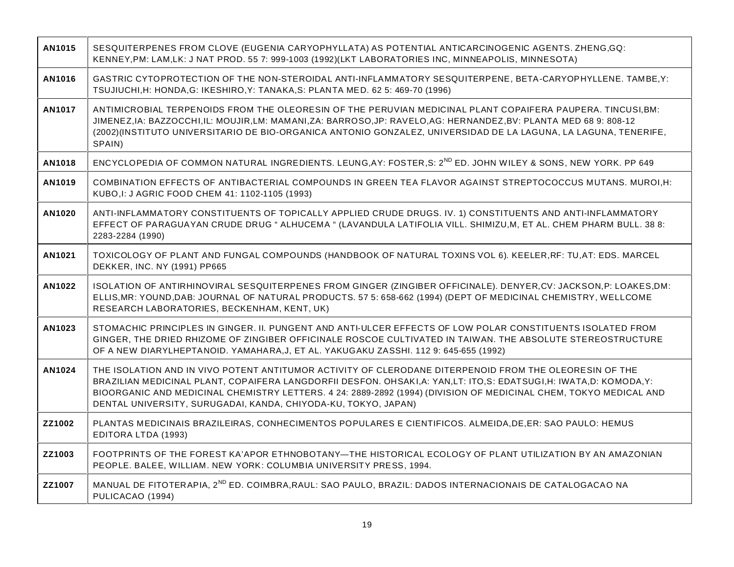| | |
|---|---|
| **AN1015** | SESQUITERPENES FROM CLOVE (EUGENIA CARYOPHYLLATA) AS POTENTIAL ANTICARCINOGENIC AGENTS. ZHENG,GQ: KENNEY,PM: LAM,LK: J NAT PROD. 55 7: 999-1003 (1992)(LKT LABORATORIES INC, MINNEAPOLIS, MINNESOTA) |
| **AN1016** | GASTRIC CYTOPROTECTION OF THE NON-STEROIDAL ANTI-INFLAMMATORY SESQUITERPENE, BETA-CARYOPHYLLENE. TAMBE,Y: TSUJIUCHI,H: HONDA,G: IKESHIRO,Y: TANAKA,S: PLANTA MED. 62 5: 469-70 (1996) |
| **AN1017** | ANTIMICROBIAL TERPENOIDS FROM THE OLEORESIN OF THE PERUVIAN MEDICINAL PLANT COPAIFERA PAUPERA. TINCUSI,BM: JIMENEZ,IA: BAZZOCCHI,IL: MOUJIR,LM: MAMANI,ZA: BARROSO,JP: RAVELO,AG: HERNANDEZ,BV: PLANTA MED 68 9: 808-12 (2002)(INSTITUTO UNIVERSITARIO DE BIO-ORGANICA ANTONIO GONZALEZ, UNIVERSIDAD DE LA LAGUNA, LA LAGUNA, TENERIFE, SPAIN) |
| **AN1018** | ENCYCLOPEDIA OF COMMON NATURAL INGREDIENTS. LEUNG,AY: FOSTER,S: 2ND ED. JOHN WILEY & SONS, NEW YORK. PP 649 |
| **AN1019** | COMBINATION EFFECTS OF ANTIBACTERIAL COMPOUNDS IN GREEN TEA FLAVOR AGAINST STREPTOCOCCUS MUTANS. MUROI,H: KUBO,I: J AGRIC FOOD CHEM 41: 1102-1105 (1993) |
| **AN1020** | ANTI-INFLAMMATORY CONSTITUENTS OF TOPICALLY APPLIED CRUDE DRUGS. IV. 1) CONSTITUENTS AND ANTI-INFLAMMATORY EFFECT OF PARAGUAYAN CRUDE DRUG " ALHUCEMA " (LAVANDULA LATIFOLIA VILL. SHIMIZU,M, ET AL. CHEM PHARM BULL. 38 8: 2283-2284 (1990) |
| **AN1021** | TOXICOLOGY OF PLANT AND FUNGAL COMPOUNDS (HANDBOOK OF NATURAL TOXINS VOL 6). KEELER,RF: TU,AT: EDS. MARCEL DEKKER, INC. NY (1991) PP665 |
| **AN1022** | ISOLATION OF ANTIRHINOVIRAL SESQUITERPENES FROM GINGER (ZINGIBER OFFICINALE). DENYER,CV: JACKSON,P: LOAKES,DM: ELLIS,MR: YOUND,DAB: JOURNAL OF NATURAL PRODUCTS. 57 5: 658-662 (1994) (DEPT OF MEDICINAL CHEMISTRY, WELLCOME RESEARCH LABORATORIES, BECKENHAM, KENT, UK) |
| **AN1023** | STOMACHIC PRINCIPLES IN GINGER. II. PUNGENT AND ANTI-ULCER EFFECTS OF LOW POLAR CONSTITUENTS ISOLATED FROM GINGER, THE DRIED RHIZOME OF ZINGIBER OFFICINALE ROSCOE CULTIVATED IN TAIWAN. THE ABSOLUTE STEREOSTRUCTURE OF A NEW DIARYLHEPTANOID. YAMAHARA,J, ET AL. YAKUGAKU ZASSHI. 112 9: 645-655 (1992) |
| **AN1024** | THE ISOLATION AND IN VIVO POTENT ANTITUMOR ACTIVITY OF CLERODANE DITERPENOID FROM THE OLEORESIN OF THE BRAZILIAN MEDICINAL PLANT, COPAIFERA LANGDORFII DESFON. OHSAKI,A: YAN,LT: ITO,S: EDATSUGI,H: IWATA,D: KOMODA,Y: BIOORGANIC AND MEDICINAL CHEMISTRY LETTERS. 4 24: 2889-2892 (1994) (DIVISION OF MEDICINAL CHEM, TOKYO MEDICAL AND DENTAL UNIVERSITY, SURUGADAI, KANDA, CHIYODA-KU, TOKYO, JAPAN) |
| **ZZ1002** | PLANTAS MEDICINAIS BRAZILEIRAS, CONHECIMENTOS POPULARES E CIENTIFICOS. ALMEIDA,DE,ER: SAO PAULO: HEMUS EDITORA LTDA (1993) |
| **ZZ1003** | FOOTPRINTS OF THE FOREST KA'APOR ETHNOBOTANY—THE HISTORICAL ECOLOGY OF PLANT UTILIZATION BY AN AMAZONIAN PEOPLE. BALEE, WILLIAM. NEW YORK: COLUMBIA UNIVERSITY PRESS, 1994. |
| **ZZ1007** | MANUAL DE FITOTERAPIA, 2ND ED. COIMBRA,RAUL: SAO PAULO, BRAZIL: DADOS INTERNACIONAIS DE CATALOGACAO NA PULICACAO (1994) |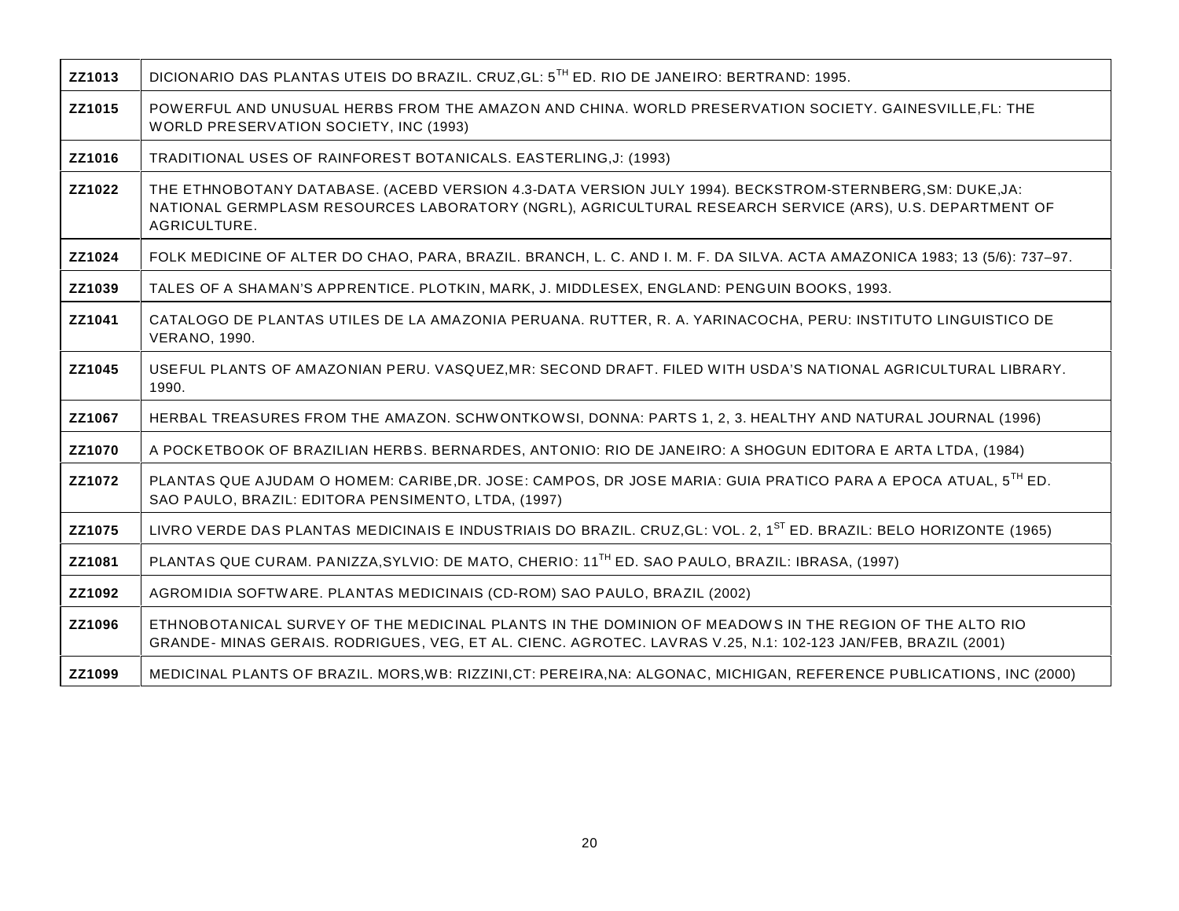| | |
|---|---|
| **ZZ1013** | DICIONARIO DAS PLANTAS UTEIS DO BRAZIL. CRUZ,GL: $5^{TH}$ ED. RIO DE JANEIRO: BERTRAND: 1995. |
| **ZZ1015** | POWERFUL AND UNUSUAL HERBS FROM THE AMAZON AND CHINA. WORLD PRESERVATION SOCIETY. GAINESVILLE,FL: THE WORLD PRESERVATION SOCIETY, INC (1993) |
| **ZZ1016** | TRADITIONAL USES OF RAINFOREST BOTANICALS. EASTERLING,J: (1993) |
| **ZZ1022** | THE ETHNOBOTANY DATABASE. (ACEBD VERSION 4.3-DATA VERSION JULY 1994). BECKSTROM-STERNBERG,SM: DUKE,JA: NATIONAL GERMPLASM RESOURCES LABORATORY (NGRL), AGRICULTURAL RESEARCH SERVICE (ARS), U.S. DEPARTMENT OF AGRICULTURE. |
| **ZZ1024** | FOLK MEDICINE OF ALTER DO CHAO, PARA, BRAZIL. BRANCH, L. C. AND I. M. F. DA SILVA. ACTA AMAZONICA 1983; 13 (5/6): 737–97. |
| **ZZ1039** | TALES OF A SHAMAN'S APPRENTICE. PLOTKIN, MARK, J. MIDDLESEX, ENGLAND: PENGUIN BOOKS, 1993. |
| **ZZ1041** | CATALOGO DE PLANTAS UTILES DE LA AMAZONIA PERUANA. RUTTER, R. A. YARINACOCHA, PERU: INSTITUTO LINGUISTICO DE VERANO, 1990. |
| **ZZ1045** | USEFUL PLANTS OF AMAZONIAN PERU. VASQUEZ,MR: SECOND DRAFT. FILED WITH USDA'S NATIONAL AGRICULTURAL LIBRARY. 1990. |
| **ZZ1067** | HERBAL TREASURES FROM THE AMAZON. SCHWONTKOWSI, DONNA: PARTS 1, 2, 3. HEALTHY AND NATURAL JOURNAL (1996) |
| **ZZ1070** | A POCKETBOOK OF BRAZILIAN HERBS. BERNARDES, ANTONIO: RIO DE JANEIRO: A SHOGUN EDITORA E ARTA LTDA, (1984) |
| **ZZ1072** | PLANTAS QUE AJUDAM O HOMEM: CARIBE,DR. JOSE: CAMPOS, DR JOSE MARIA: GUIA PRATICO PARA A EPOCA ATUAL, $5^{TH}$ ED. SAO PAULO, BRAZIL: EDITORA PENSIMENTO, LTDA, (1997) |
| **ZZ1075** | LIVRO VERDE DAS PLANTAS MEDICINAIS E INDUSTRIAIS DO BRAZIL. CRUZ,GL: VOL. 2, $1^{ST}$ ED. BRAZIL: BELO HORIZONTE (1965) |
| **ZZ1081** | PLANTAS QUE CURAM. PANIZZA,SYLVIO: DE MATO, CHERIO: $11^{TH}$ ED. SAO PAULO, BRAZIL: IBRASA, (1997) |
| **ZZ1092** | AGROMIDIA SOFTWARE. PLANTAS MEDICINAIS (CD-ROM) SAO PAULO, BRAZIL (2002) |
| **ZZ1096** | ETHNOBOTANICAL SURVEY OF THE MEDICINAL PLANTS IN THE DOMINION OF MEADOWS IN THE REGION OF THE ALTO RIO GRANDE- MINAS GERAIS. RODRIGUES, VEG, ET AL. CIENC. AGROTEC. LAVRAS V.25, N.1: 102-123 JAN/FEB, BRAZIL (2001) |
| **ZZ1099** | MEDICINAL PLANTS OF BRAZIL. MORS,WB: RIZZINI,CT: PEREIRA,NA: ALGONAC, MICHIGAN, REFERENCE PUBLICATIONS, INC (2000) |